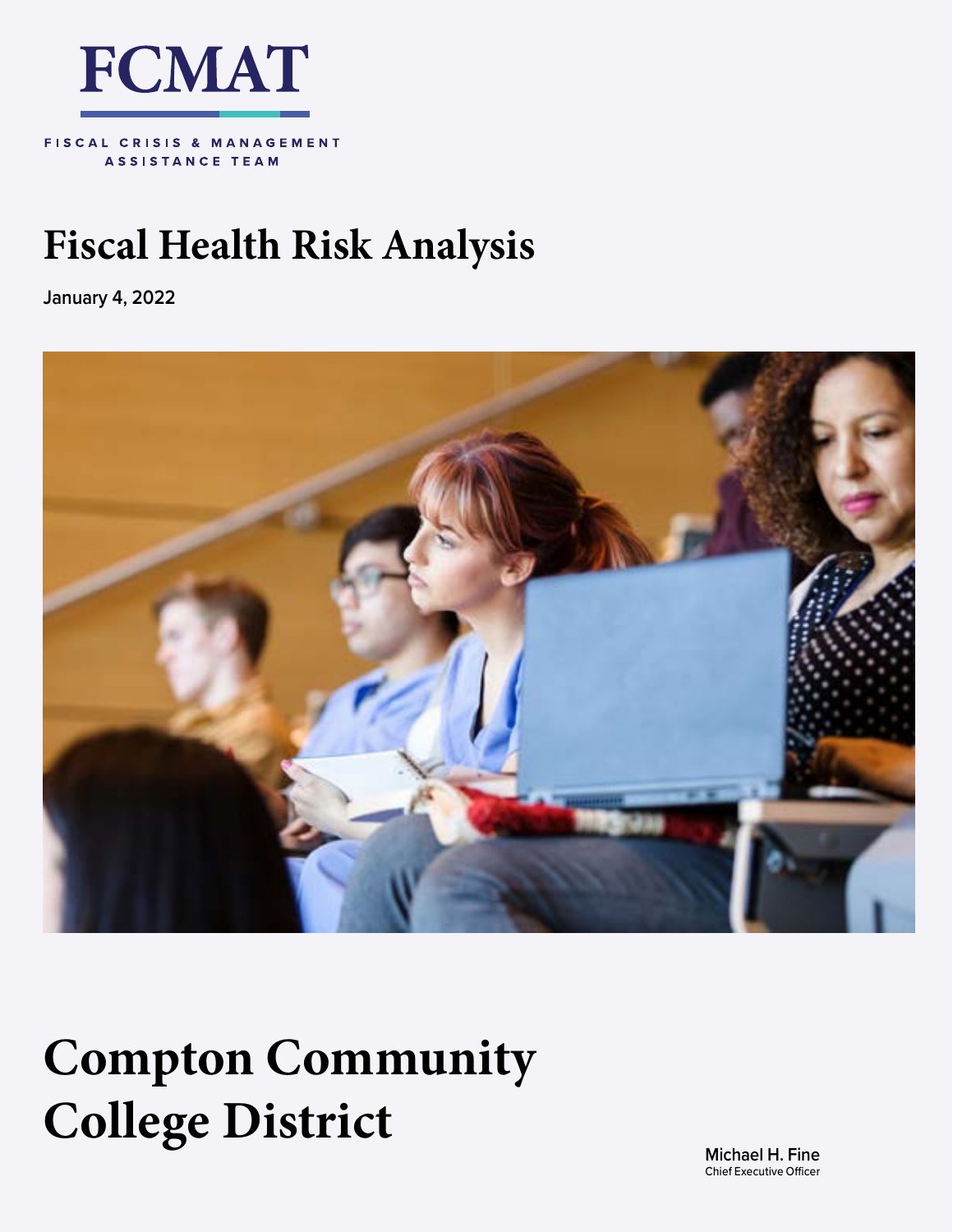# FCMAT

FISCAL CRISIS & MANAGEMENT ASSISTANCE TEAM

# Fiscal Health Risk Analysis

January 4, 2022

# Compton Community College District

Michael H. Fine
Chief Executive Officer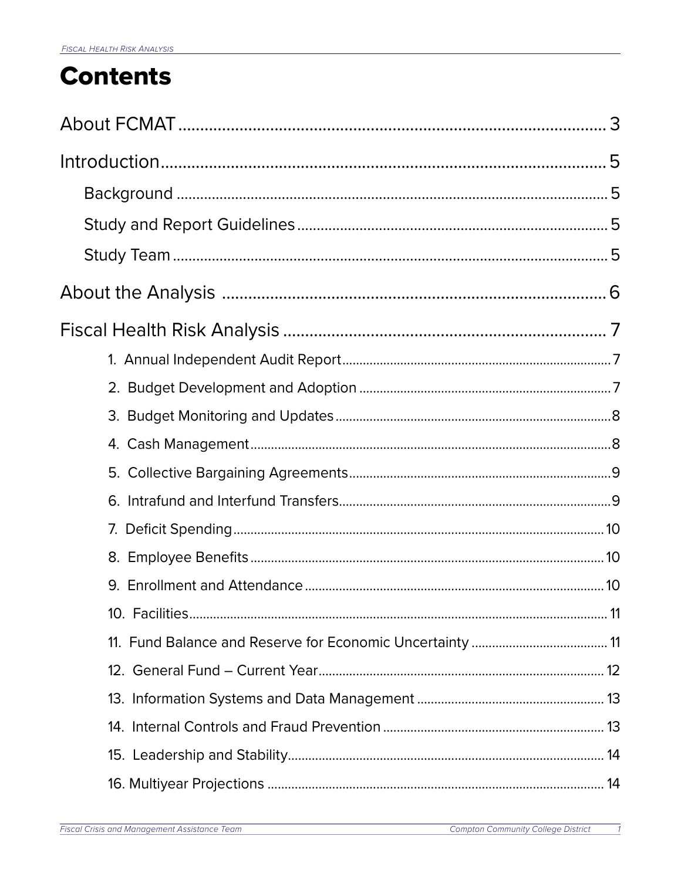# Contents

About FCMAT ........ 3

Introduction ........ 5

- Background ........ 5
- Study and Report Guidelines ........ 5
- Study Team ........ 5

About the Analysis ........ 6

Fiscal Health Risk Analysis ........ 7

1. Annual Independent Audit Report ........ 7
2. Budget Development and Adoption ........ 7
3. Budget Monitoring and Updates ........ 8
4. Cash Management ........ 8
5. Collective Bargaining Agreements ........ 9
6. Intrafund and Interfund Transfers ........ 9
7. Deficit Spending ........ 10
8. Employee Benefits ........ 10
9. Enrollment and Attendance ........ 10
10. Facilities ........ 11
11. Fund Balance and Reserve for Economic Uncertainty ........ 11
12. General Fund – Current Year ........ 12
13. Information Systems and Data Management ........ 13
14. Internal Controls and Fraud Prevention ........ 13
15. Leadership and Stability ........ 14
16. Multiyear Projections ........ 14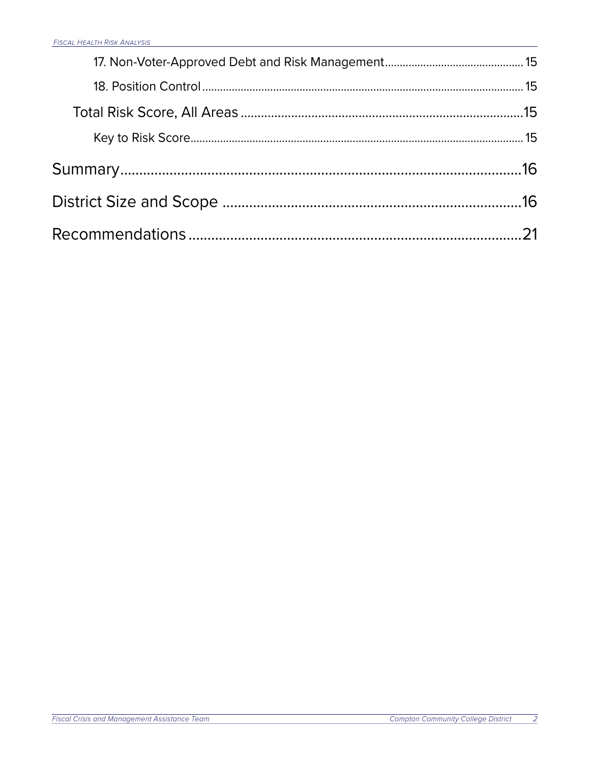17. Non-Voter-Approved Debt and Risk Management .............................................. 15

18. Position Control .............................................................................................. 15

Total Risk Score, All Areas .................................................................................15

Key to Risk Score ................................................................................................. 15

Summary.....................................................................................................16

District Size and Scope ..............................................................................16

Recommendations .......................................................................................21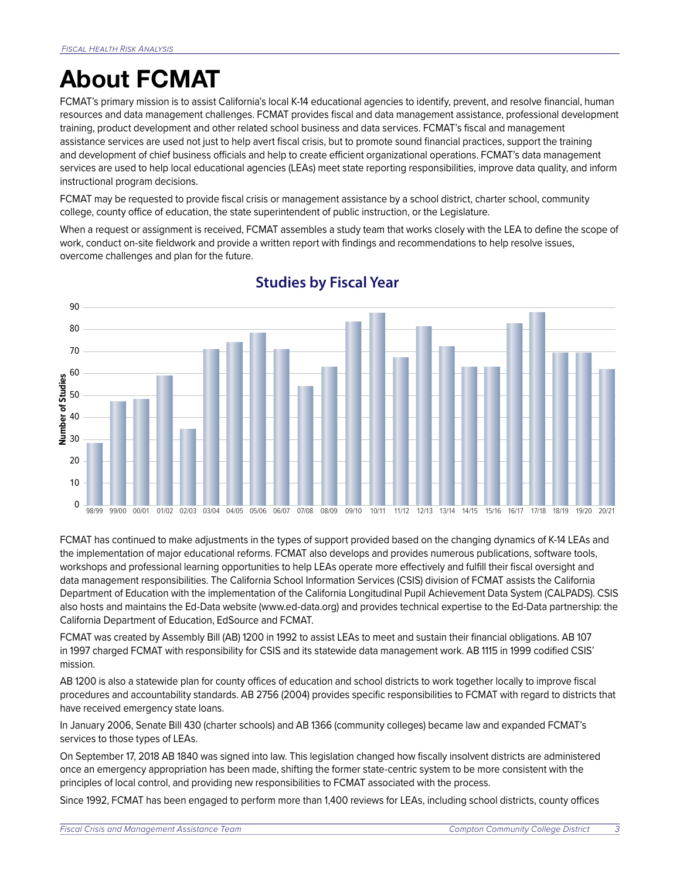# About FCMAT

FCMAT's primary mission is to assist California's local K-14 educational agencies to identify, prevent, and resolve financial, human resources and data management challenges. FCMAT provides fiscal and data management assistance, professional development training, product development and other related school business and data services. FCMAT's fiscal and management assistance services are used not just to help avert fiscal crisis, but to promote sound financial practices, support the training and development of chief business officials and help to create efficient organizational operations. FCMAT's data management services are used to help local educational agencies (LEAs) meet state reporting responsibilities, improve data quality, and inform instructional program decisions.

FCMAT may be requested to provide fiscal crisis or management assistance by a school district, charter school, community college, county office of education, the state superintendent of public instruction, or the Legislature.

When a request or assignment is received, FCMAT assembles a study team that works closely with the LEA to define the scope of work, conduct on-site fieldwork and provide a written report with findings and recommendations to help resolve issues, overcome challenges and plan for the future.

**Studies by Fiscal Year**

FCMAT has continued to make adjustments in the types of support provided based on the changing dynamics of K-14 LEAs and the implementation of major educational reforms. FCMAT also develops and provides numerous publications, software tools, workshops and professional learning opportunities to help LEAs operate more effectively and fulfill their fiscal oversight and data management responsibilities. The California School Information Services (CSIS) division of FCMAT assists the California Department of Education with the implementation of the California Longitudinal Pupil Achievement Data System (CALPADS). CSIS also hosts and maintains the Ed-Data website (www.ed-data.org) and provides technical expertise to the Ed-Data partnership: the California Department of Education, EdSource and FCMAT.

FCMAT was created by Assembly Bill (AB) 1200 in 1992 to assist LEAs to meet and sustain their financial obligations. AB 107 in 1997 charged FCMAT with responsibility for CSIS and its statewide data management work. AB 1115 in 1999 codified CSIS' mission.

AB 1200 is also a statewide plan for county offices of education and school districts to work together locally to improve fiscal procedures and accountability standards. AB 2756 (2004) provides specific responsibilities to FCMAT with regard to districts that have received emergency state loans.

In January 2006, Senate Bill 430 (charter schools) and AB 1366 (community colleges) became law and expanded FCMAT's services to those types of LEAs.

On September 17, 2018 AB 1840 was signed into law. This legislation changed how fiscally insolvent districts are administered once an emergency appropriation has been made, shifting the former state-centric system to be more consistent with the principles of local control, and providing new responsibilities to FCMAT associated with the process.

Since 1992, FCMAT has been engaged to perform more than 1,400 reviews for LEAs, including school districts, county offices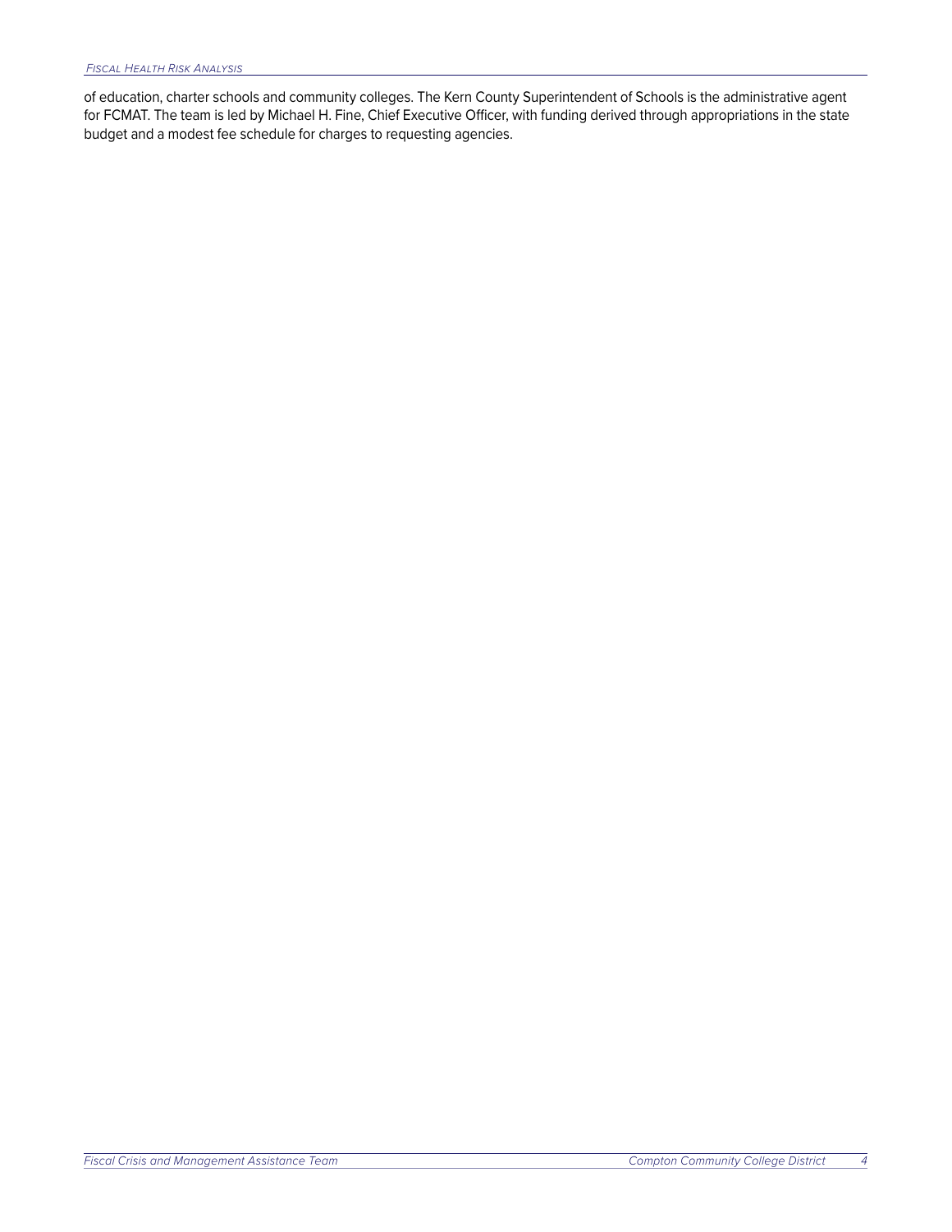of education, charter schools and community colleges. The Kern County Superintendent of Schools is the administrative agent for FCMAT. The team is led by Michael H. Fine, Chief Executive Officer, with funding derived through appropriations in the state budget and a modest fee schedule for charges to requesting agencies.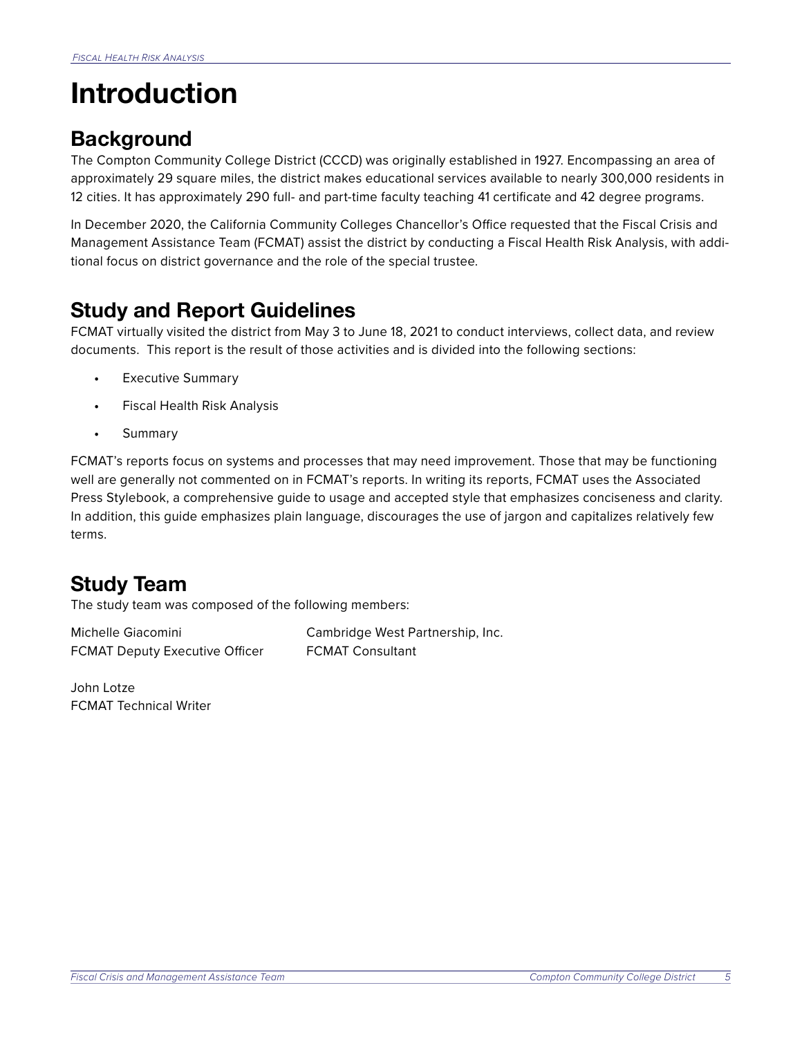# Introduction

## Background

The Compton Community College District (CCCD) was originally established in 1927. Encompassing an area of approximately 29 square miles, the district makes educational services available to nearly 300,000 residents in 12 cities. It has approximately 290 full- and part-time faculty teaching 41 certificate and 42 degree programs.

In December 2020, the California Community Colleges Chancellor's Office requested that the Fiscal Crisis and Management Assistance Team (FCMAT) assist the district by conducting a Fiscal Health Risk Analysis, with additional focus on district governance and the role of the special trustee.

## Study and Report Guidelines

FCMAT virtually visited the district from May 3 to June 18, 2021 to conduct interviews, collect data, and review documents. This report is the result of those activities and is divided into the following sections:

- Executive Summary
- Fiscal Health Risk Analysis
- Summary

FCMAT's reports focus on systems and processes that may need improvement. Those that may be functioning well are generally not commented on in FCMAT's reports. In writing its reports, FCMAT uses the Associated Press Stylebook, a comprehensive guide to usage and accepted style that emphasizes conciseness and clarity. In addition, this guide emphasizes plain language, discourages the use of jargon and capitalizes relatively few terms.

## Study Team

The study team was composed of the following members:

Michelle Giacomini
FCMAT Deputy Executive Officer

Cambridge West Partnership, Inc.
FCMAT Consultant

John Lotze
FCMAT Technical Writer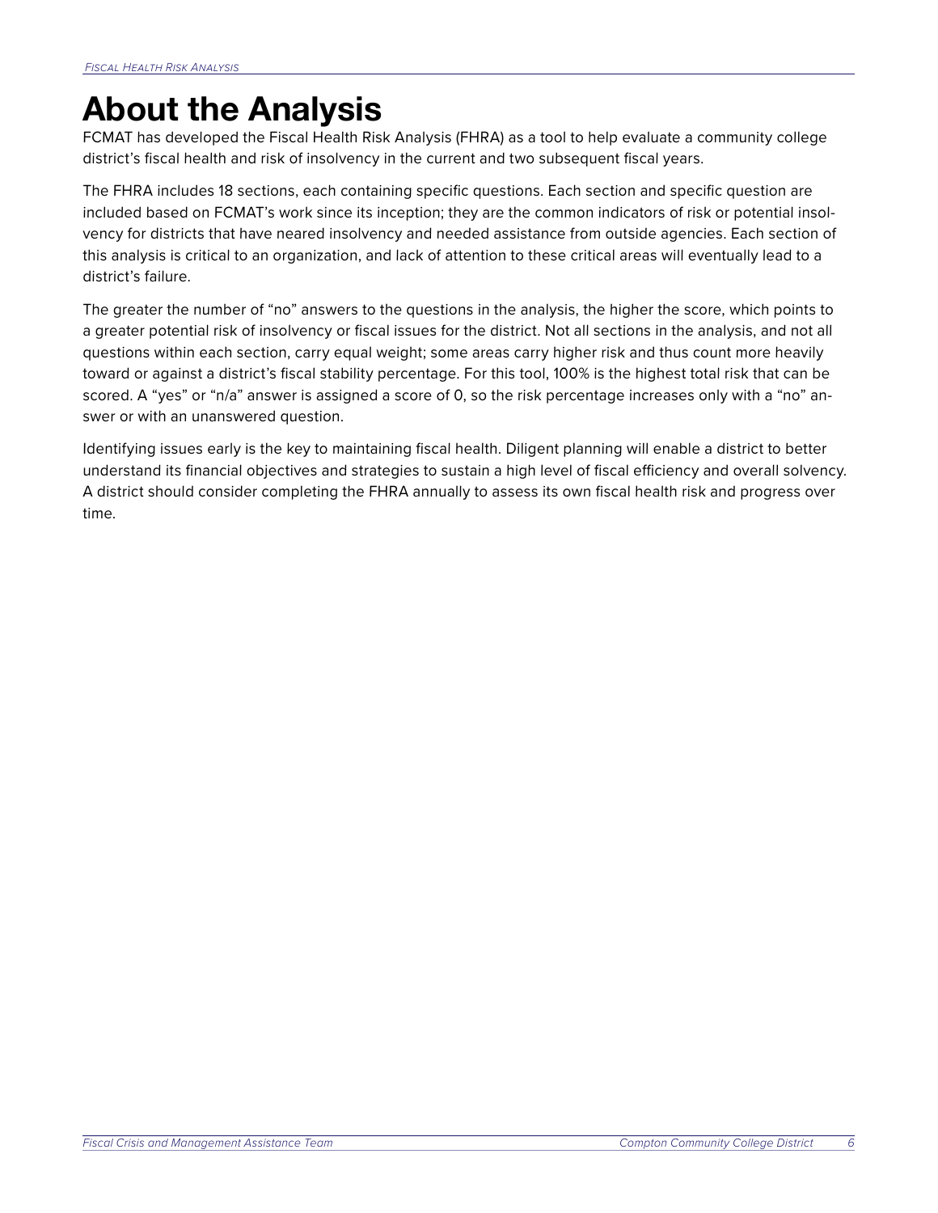# About the Analysis

FCMAT has developed the Fiscal Health Risk Analysis (FHRA) as a tool to help evaluate a community college district's fiscal health and risk of insolvency in the current and two subsequent fiscal years.

The FHRA includes 18 sections, each containing specific questions. Each section and specific question are included based on FCMAT's work since its inception; they are the common indicators of risk or potential insolvency for districts that have neared insolvency and needed assistance from outside agencies. Each section of this analysis is critical to an organization, and lack of attention to these critical areas will eventually lead to a district's failure.

The greater the number of "no" answers to the questions in the analysis, the higher the score, which points to a greater potential risk of insolvency or fiscal issues for the district. Not all sections in the analysis, and not all questions within each section, carry equal weight; some areas carry higher risk and thus count more heavily toward or against a district's fiscal stability percentage. For this tool, 100% is the highest total risk that can be scored. A "yes" or "n/a" answer is assigned a score of 0, so the risk percentage increases only with a "no" answer or with an unanswered question.

Identifying issues early is the key to maintaining fiscal health. Diligent planning will enable a district to better understand its financial objectives and strategies to sustain a high level of fiscal efficiency and overall solvency. A district should consider completing the FHRA annually to assess its own fiscal health risk and progress over time.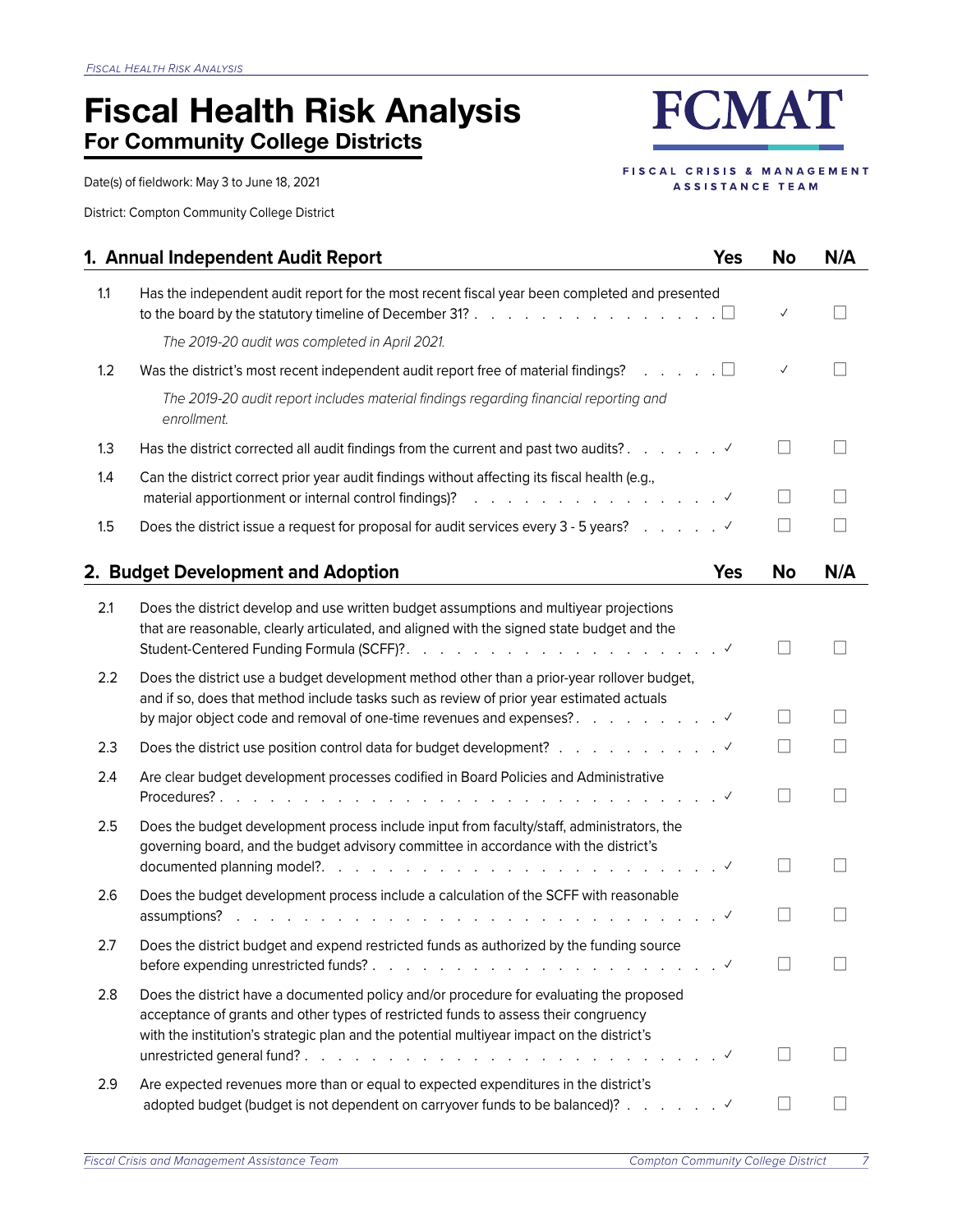# Fiscal Health Risk Analysis

## For Community College Districts

Date(s) of fieldwork: May 3 to June 18, 2021

District: Compton Community College District

**FCMAT**

FISCAL CRISIS & MANAGEMENT ASSISTANCE TEAM

| | 1. Annual Independent Audit Report | Yes | No | N/A |
|---|---|---|---|---|
| 1.1 | Has the independent audit report for the most recent fiscal year been completed and presented to the board by the statutory timeline of December 31? <br> *The 2019-20 audit was completed in April 2021.* | ☐ | ✓ | ☐ |
| 1.2 | Was the district's most recent independent audit report free of material findings? <br> *The 2019-20 audit report includes material findings regarding financial reporting and enrollment.* | ☐ | ✓ | ☐ |
| 1.3 | Has the district corrected all audit findings from the current and past two audits? | ✓ | ☐ | ☐ |
| 1.4 | Can the district correct prior year audit findings without affecting its fiscal health (e.g., material apportionment or internal control findings)? | ✓ | ☐ | ☐ |
| 1.5 | Does the district issue a request for proposal for audit services every 3 - 5 years? | ✓ | ☐ | ☐ |

| | 2. Budget Development and Adoption | Yes | No | N/A |
|---|---|---|---|---|
| 2.1 | Does the district develop and use written budget assumptions and multiyear projections that are reasonable, clearly articulated, and aligned with the signed state budget and the Student-Centered Funding Formula (SCFF)? | ✓ | ☐ | ☐ |
| 2.2 | Does the district use a budget development method other than a prior-year rollover budget, and if so, does that method include tasks such as review of prior year estimated actuals by major object code and removal of one-time revenues and expenses? | ✓ | ☐ | ☐ |
| 2.3 | Does the district use position control data for budget development? | ✓ | ☐ | ☐ |
| 2.4 | Are clear budget development processes codified in Board Policies and Administrative Procedures? | ✓ | ☐ | ☐ |
| 2.5 | Does the budget development process include input from faculty/staff, administrators, the governing board, and the budget advisory committee in accordance with the district's documented planning model? | ✓ | ☐ | ☐ |
| 2.6 | Does the budget development process include a calculation of the SCFF with reasonable assumptions? | ✓ | ☐ | ☐ |
| 2.7 | Does the district budget and expend restricted funds as authorized by the funding source before expending unrestricted funds? | ✓ | ☐ | ☐ |
| 2.8 | Does the district have a documented policy and/or procedure for evaluating the proposed acceptance of grants and other types of restricted funds to assess their congruency with the institution's strategic plan and the potential multiyear impact on the district's unrestricted general fund? | ✓ | ☐ | ☐ |
| 2.9 | Are expected revenues more than or equal to expected expenditures in the district's adopted budget (budget is not dependent on carryover funds to be balanced)? | ✓ | ☐ | ☐ |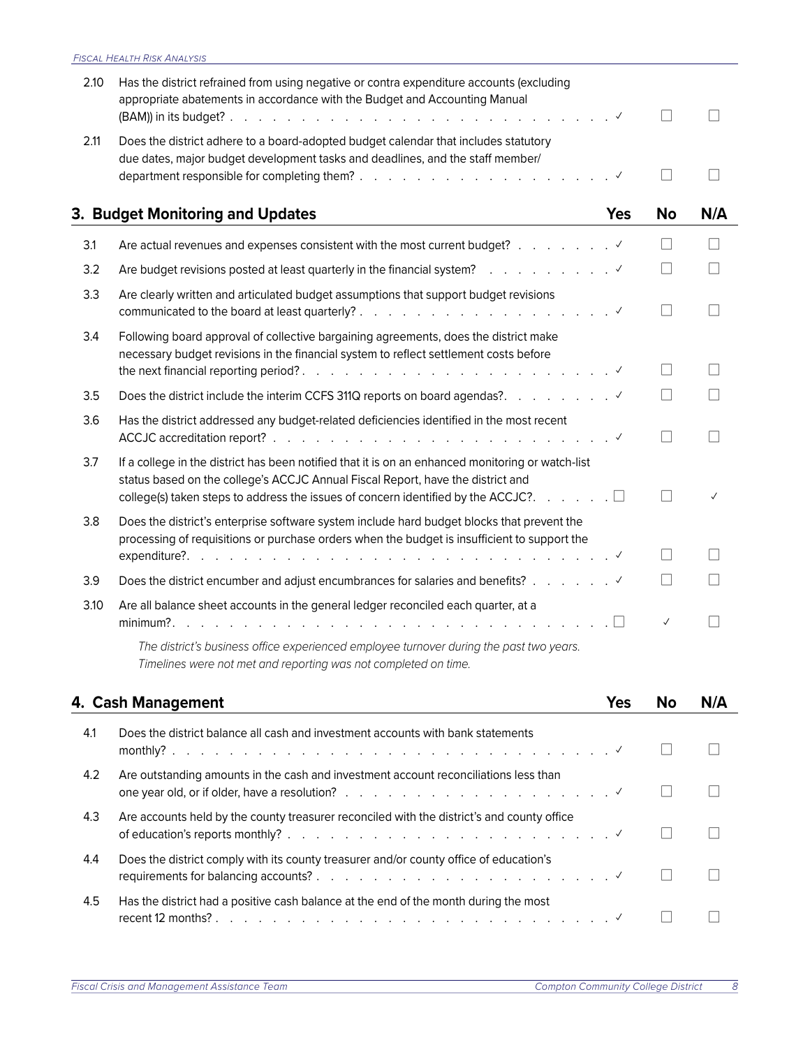| | | Yes | No | N/A |
|---|---|---|---|---|
| 2.10 | Has the district refrained from using negative or contra expenditure accounts (excluding appropriate abatements in accordance with the Budget and Accounting Manual (BAM)) in its budget? | ✓ | ☐ | ☐ |
| 2.11 | Does the district adhere to a board-adopted budget calendar that includes statutory due dates, major budget development tasks and deadlines, and the staff member/department responsible for completing them? | ✓ | ☐ | ☐ |

## 3. Budget Monitoring and Updates

| | | Yes | No | N/A |
|---|---|---|---|---|
| 3.1 | Are actual revenues and expenses consistent with the most current budget? | ✓ | ☐ | ☐ |
| 3.2 | Are budget revisions posted at least quarterly in the financial system? | ✓ | ☐ | ☐ |
| 3.3 | Are clearly written and articulated budget assumptions that support budget revisions communicated to the board at least quarterly? | ✓ | ☐ | ☐ |
| 3.4 | Following board approval of collective bargaining agreements, does the district make necessary budget revisions in the financial system to reflect settlement costs before the next financial reporting period? | ✓ | ☐ | ☐ |
| 3.5 | Does the district include the interim CCFS 311Q reports on board agendas? | ✓ | ☐ | ☐ |
| 3.6 | Has the district addressed any budget-related deficiencies identified in the most recent ACCJC accreditation report? | ✓ | ☐ | ☐ |
| 3.7 | If a college in the district has been notified that it is on an enhanced monitoring or watch-list status based on the college's ACCJC Annual Fiscal Report, have the district and college(s) taken steps to address the issues of concern identified by the ACCJC? | ☐ | ☐ | ✓ |
| 3.8 | Does the district's enterprise software system include hard budget blocks that prevent the processing of requisitions or purchase orders when the budget is insufficient to support the expenditure? | ✓ | ☐ | ☐ |
| 3.9 | Does the district encumber and adjust encumbrances for salaries and benefits? | ✓ | ☐ | ☐ |
| 3.10 | Are all balance sheet accounts in the general ledger reconciled each quarter, at a minimum? | ☐ | ✓ | ☐ |

*The district's business office experienced employee turnover during the past two years. Timelines were not met and reporting was not completed on time.*

## 4. Cash Management

| | | Yes | No | N/A |
|---|---|---|---|---|
| 4.1 | Does the district balance all cash and investment accounts with bank statements monthly? | ✓ | ☐ | ☐ |
| 4.2 | Are outstanding amounts in the cash and investment account reconciliations less than one year old, or if older, have a resolution? | ✓ | ☐ | ☐ |
| 4.3 | Are accounts held by the county treasurer reconciled with the district's and county office of education's reports monthly? | ✓ | ☐ | ☐ |
| 4.4 | Does the district comply with its county treasurer and/or county office of education's requirements for balancing accounts? | ✓ | ☐ | ☐ |
| 4.5 | Has the district had a positive cash balance at the end of the month during the most recent 12 months? | ✓ | ☐ | ☐ |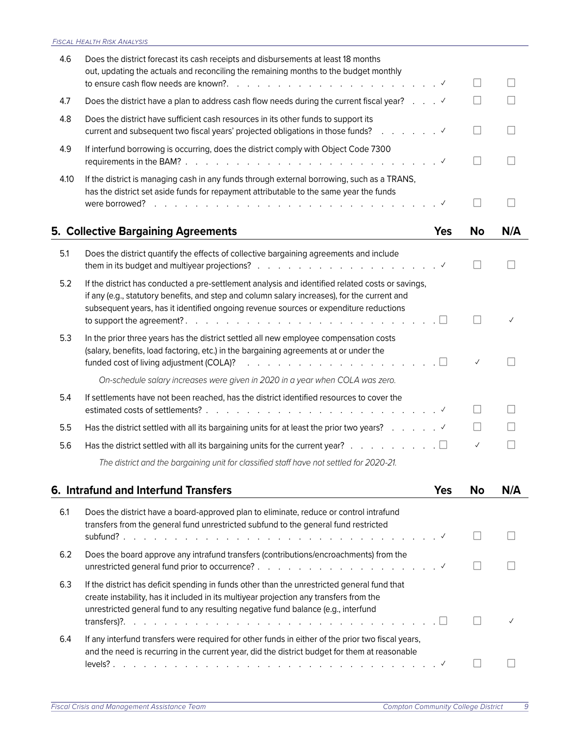| | | Yes | No | N/A |
|---|---|---|---|---|
| 4.6 | Does the district forecast its cash receipts and disbursements at least 18 months out, updating the actuals and reconciling the remaining months to the budget monthly to ensure cash flow needs are known?. | ✓ | ☐ | ☐ |
| 4.7 | Does the district have a plan to address cash flow needs during the current fiscal year? | ✓ | ☐ | ☐ |
| 4.8 | Does the district have sufficient cash resources in its other funds to support its current and subsequent two fiscal years' projected obligations in those funds? | ✓ | ☐ | ☐ |
| 4.9 | If interfund borrowing is occurring, does the district comply with Object Code 7300 requirements in the BAM? | ✓ | ☐ | ☐ |
| 4.10 | If the district is managing cash in any funds through external borrowing, such as a TRANS, has the district set aside funds for repayment attributable to the same year the funds were borrowed? | ✓ | ☐ | ☐ |

## 5. Collective Bargaining Agreements

| | | Yes | No | N/A |
|---|---|---|---|---|
| 5.1 | Does the district quantify the effects of collective bargaining agreements and include them in its budget and multiyear projections? | ✓ | ☐ | ☐ |
| 5.2 | If the district has conducted a pre-settlement analysis and identified related costs or savings, if any (e.g., statutory benefits, and step and column salary increases), for the current and subsequent years, has it identified ongoing revenue sources or expenditure reductions to support the agreement? | ☐ | ☐ | ✓ |
| 5.3 | In the prior three years has the district settled all new employee compensation costs (salary, benefits, load factoring, etc.) in the bargaining agreements at or under the funded cost of living adjustment (COLA)? | ☐ | ✓ | ☐ |
| | *On-schedule salary increases were given in 2020 in a year when COLA was zero.* | | | |
| 5.4 | If settlements have not been reached, has the district identified resources to cover the estimated costs of settlements? | ✓ | ☐ | ☐ |
| 5.5 | Has the district settled with all its bargaining units for at least the prior two years? | ✓ | ☐ | ☐ |
| 5.6 | Has the district settled with all its bargaining units for the current year? | ☐ | ✓ | ☐ |
| | *The district and the bargaining unit for classified staff have not settled for 2020-21.* | | | |

## 6. Intrafund and Interfund Transfers

| | | Yes | No | N/A |
|---|---|---|---|---|
| 6.1 | Does the district have a board-approved plan to eliminate, reduce or control intrafund transfers from the general fund unrestricted subfund to the general fund restricted subfund? | ✓ | ☐ | ☐ |
| 6.2 | Does the board approve any intrafund transfers (contributions/encroachments) from the unrestricted general fund prior to occurrence? | ✓ | ☐ | ☐ |
| 6.3 | If the district has deficit spending in funds other than the unrestricted general fund that create instability, has it included in its multiyear projection any transfers from the unrestricted general fund to any resulting negative fund balance (e.g., interfund transfers)?. | ☐ | ☐ | ✓ |
| 6.4 | If any interfund transfers were required for other funds in either of the prior two fiscal years, and the need is recurring in the current year, did the district budget for them at reasonable levels? | ✓ | ☐ | ☐ |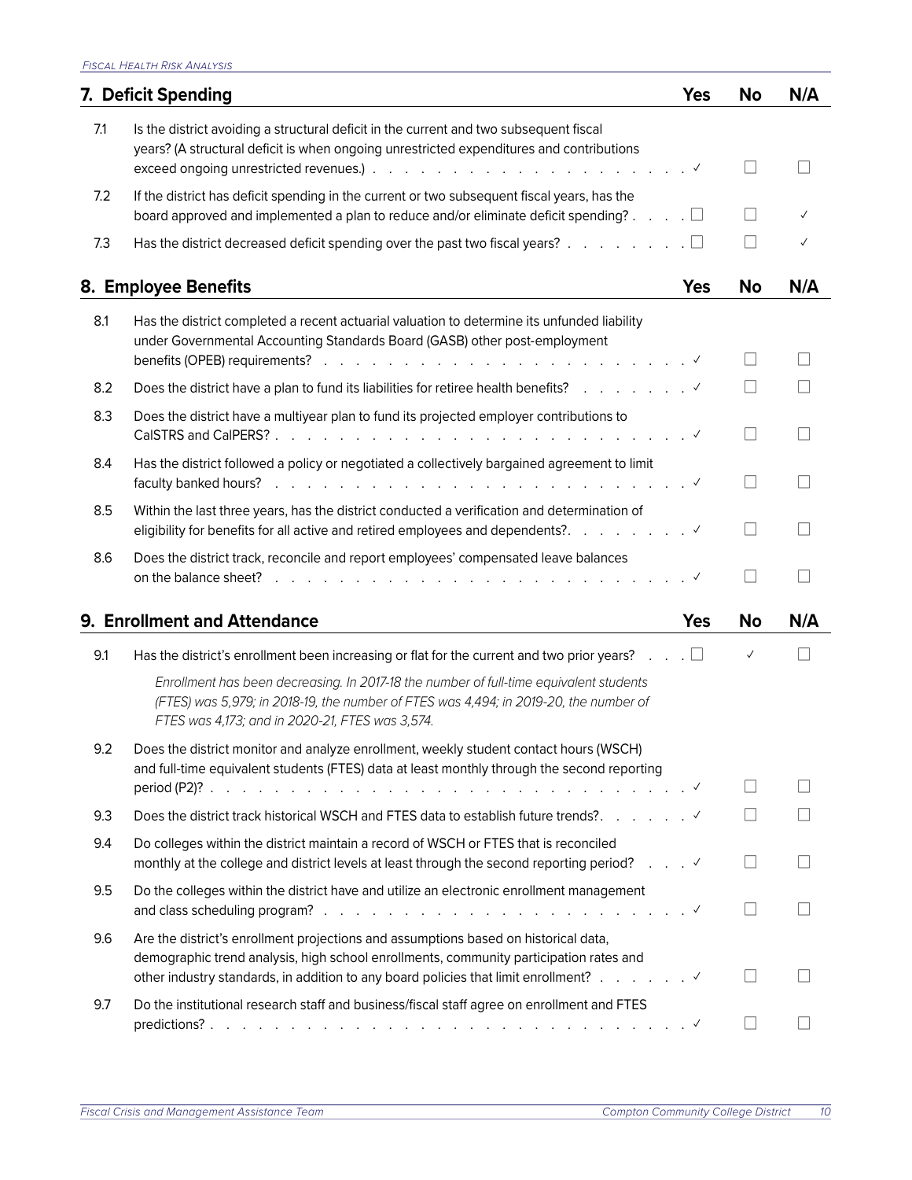## 7. Deficit Spending

| | 7. Deficit Spending | Yes | No | N/A |
|---|---|---|---|---|
| 7.1 | Is the district avoiding a structural deficit in the current and two subsequent fiscal years? (A structural deficit is when ongoing unrestricted expenditures and contributions exceed ongoing unrestricted revenues.) | ✓ | ☐ | ☐ |
| 7.2 | If the district has deficit spending in the current or two subsequent fiscal years, has the board approved and implemented a plan to reduce and/or eliminate deficit spending? | ☐ | ☐ | ✓ |
| 7.3 | Has the district decreased deficit spending over the past two fiscal years? | ☐ | ☐ | ✓ |

## 8. Employee Benefits

| | 8. Employee Benefits | Yes | No | N/A |
|---|---|---|---|---|
| 8.1 | Has the district completed a recent actuarial valuation to determine its unfunded liability under Governmental Accounting Standards Board (GASB) other post-employment benefits (OPEB) requirements? | ✓ | ☐ | ☐ |
| 8.2 | Does the district have a plan to fund its liabilities for retiree health benefits? | ✓ | ☐ | ☐ |
| 8.3 | Does the district have a multiyear plan to fund its projected employer contributions to CalSTRS and CalPERS? | ✓ | ☐ | ☐ |
| 8.4 | Has the district followed a policy or negotiated a collectively bargained agreement to limit faculty banked hours? | ✓ | ☐ | ☐ |
| 8.5 | Within the last three years, has the district conducted a verification and determination of eligibility for benefits for all active and retired employees and dependents? | ✓ | ☐ | ☐ |
| 8.6 | Does the district track, reconcile and report employees' compensated leave balances on the balance sheet? | ✓ | ☐ | ☐ |

## 9. Enrollment and Attendance

| | 9. Enrollment and Attendance | Yes | No | N/A |
|---|---|---|---|---|
| 9.1 | Has the district's enrollment been increasing or flat for the current and two prior years? *Enrollment has been decreasing. In 2017-18 the number of full-time equivalent students (FTES) was 5,979; in 2018-19, the number of FTES was 4,494; in 2019-20, the number of FTES was 4,173; and in 2020-21, FTES was 3,574.* | ☐ | ✓ | ☐ |
| 9.2 | Does the district monitor and analyze enrollment, weekly student contact hours (WSCH) and full-time equivalent students (FTES) data at least monthly through the second reporting period (P2)? | ✓ | ☐ | ☐ |
| 9.3 | Does the district track historical WSCH and FTES data to establish future trends? | ✓ | ☐ | ☐ |
| 9.4 | Do colleges within the district maintain a record of WSCH or FTES that is reconciled monthly at the college and district levels at least through the second reporting period? | ✓ | ☐ | ☐ |
| 9.5 | Do the colleges within the district have and utilize an electronic enrollment management and class scheduling program? | ✓ | ☐ | ☐ |
| 9.6 | Are the district's enrollment projections and assumptions based on historical data, demographic trend analysis, high school enrollments, community participation rates and other industry standards, in addition to any board policies that limit enrollment? | ✓ | ☐ | ☐ |
| 9.7 | Do the institutional research staff and business/fiscal staff agree on enrollment and FTES predictions? | ✓ | ☐ | ☐ |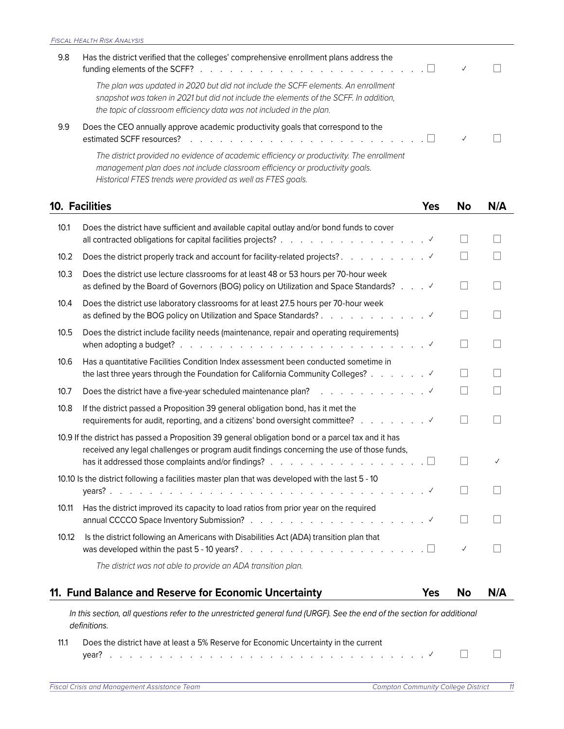| | | Yes | No | N/A |
|---|---|---|---|---|
| 9.8 | Has the district verified that the colleges' comprehensive enrollment plans address the funding elements of the SCFF? | ☐ | ✓ | ☐ |

*The plan was updated in 2020 but did not include the SCFF elements. An enrollment snapshot was taken in 2021 but did not include the elements of the SCFF. In addition, the topic of classroom efficiency data was not included in the plan.*

| | | Yes | No | N/A |
|---|---|---|---|---|
| 9.9 | Does the CEO annually approve academic productivity goals that correspond to the estimated SCFF resources? | ☐ | ✓ | ☐ |

*The district provided no evidence of academic efficiency or productivity. The enrollment management plan does not include classroom efficiency or productivity goals. Historical FTES trends were provided as well as FTES goals.*

## 10. Facilities

| | | Yes | No | N/A |
|---|---|---|---|---|
| 10.1 | Does the district have sufficient and available capital outlay and/or bond funds to cover all contracted obligations for capital facilities projects? | ✓ | ☐ | ☐ |
| 10.2 | Does the district properly track and account for facility-related projects? | ✓ | ☐ | ☐ |
| 10.3 | Does the district use lecture classrooms for at least 48 or 53 hours per 70-hour week as defined by the Board of Governors (BOG) policy on Utilization and Space Standards? | ✓ | ☐ | ☐ |
| 10.4 | Does the district use laboratory classrooms for at least 27.5 hours per 70-hour week as defined by the BOG policy on Utilization and Space Standards? | ✓ | ☐ | ☐ |
| 10.5 | Does the district include facility needs (maintenance, repair and operating requirements) when adopting a budget? | ✓ | ☐ | ☐ |
| 10.6 | Has a quantitative Facilities Condition Index assessment been conducted sometime in the last three years through the Foundation for California Community Colleges? | ✓ | ☐ | ☐ |
| 10.7 | Does the district have a five-year scheduled maintenance plan? | ✓ | ☐ | ☐ |
| 10.8 | If the district passed a Proposition 39 general obligation bond, has it met the requirements for audit, reporting, and a citizens' bond oversight committee? | ✓ | ☐ | ☐ |
| 10.9 | If the district has passed a Proposition 39 general obligation bond or a parcel tax and it has received any legal challenges or program audit findings concerning the use of those funds, has it addressed those complaints and/or findings? | ☐ | ☐ | ✓ |
| 10.10 | Is the district following a facilities master plan that was developed with the last 5 - 10 years? | ✓ | ☐ | ☐ |
| 10.11 | Has the district improved its capacity to load ratios from prior year on the required annual CCCCO Space Inventory Submission? | ✓ | ☐ | ☐ |
| 10.12 | Is the district following an Americans with Disabilities Act (ADA) transition plan that was developed within the past 5 - 10 years? | ☐ | ✓ | ☐ |

*The district was not able to provide an ADA transition plan.*

## 11. Fund Balance and Reserve for Economic Uncertainty

*In this section, all questions refer to the unrestricted general fund (URGF). See the end of the section for additional definitions.*

| | | Yes | No | N/A |
|---|---|---|---|---|
| 11.1 | Does the district have at least a 5% Reserve for Economic Uncertainty in the current year? | ✓ | ☐ | ☐ |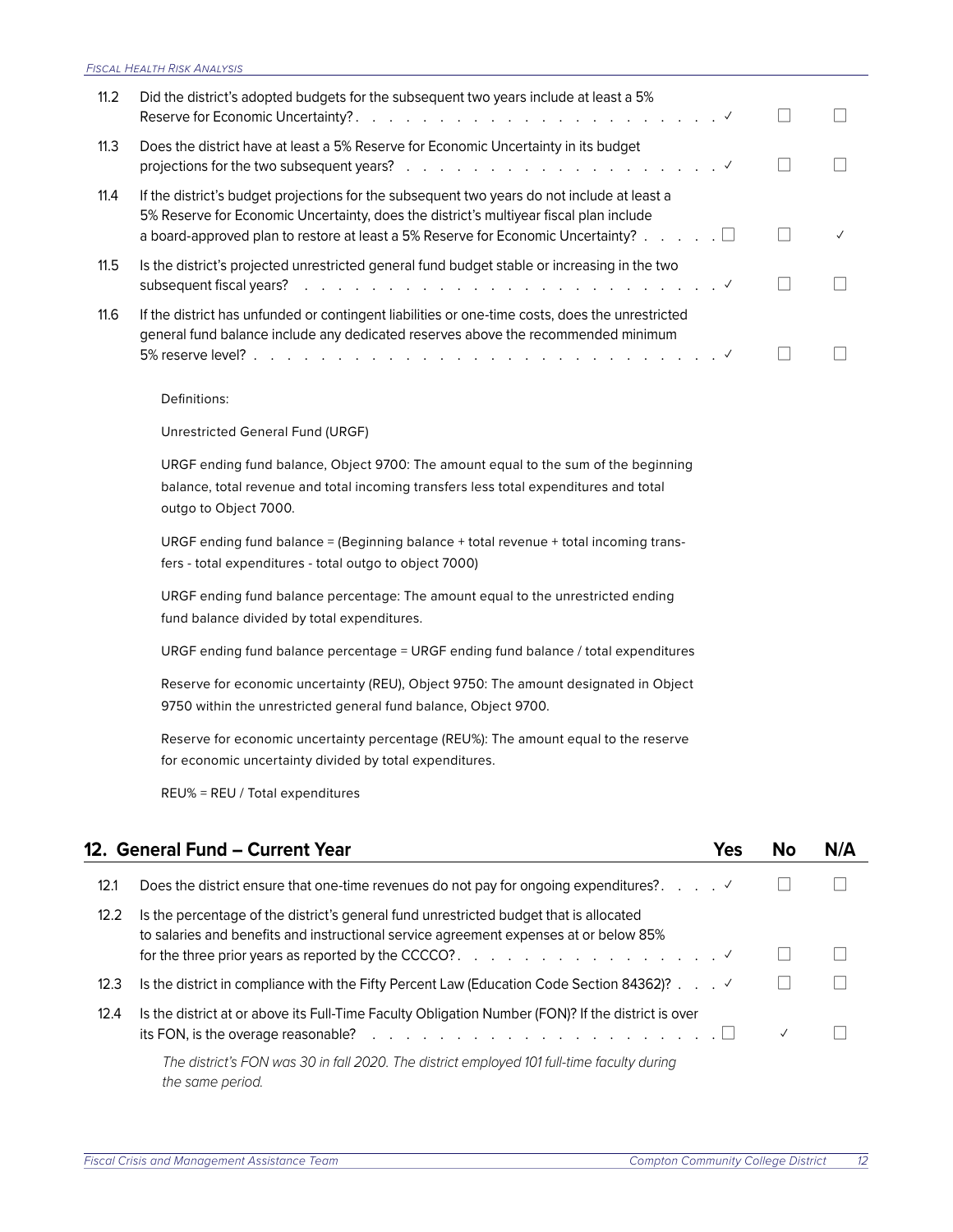| | | Yes | No | N/A |
|---|---|---|---|---|
| 11.2 | Did the district's adopted budgets for the subsequent two years include at least a 5% Reserve for Economic Uncertainty? | ✓ | ☐ | ☐ |
| 11.3 | Does the district have at least a 5% Reserve for Economic Uncertainty in its budget projections for the two subsequent years? | ✓ | ☐ | ☐ |
| 11.4 | If the district's budget projections for the subsequent two years do not include at least a 5% Reserve for Economic Uncertainty, does the district's multiyear fiscal plan include a board-approved plan to restore at least a 5% Reserve for Economic Uncertainty? | ☐ | ☐ | ✓ |
| 11.5 | Is the district's projected unrestricted general fund budget stable or increasing in the two subsequent fiscal years? | ✓ | ☐ | ☐ |
| 11.6 | If the district has unfunded or contingent liabilities or one-time costs, does the unrestricted general fund balance include any dedicated reserves above the recommended minimum 5% reserve level? | ✓ | ☐ | ☐ |

Definitions:

Unrestricted General Fund (URGF)

URGF ending fund balance, Object 9700: The amount equal to the sum of the beginning balance, total revenue and total incoming transfers less total expenditures and total outgo to Object 7000.

URGF ending fund balance = (Beginning balance + total revenue + total incoming transfers - total expenditures - total outgo to object 7000)

URGF ending fund balance percentage: The amount equal to the unrestricted ending fund balance divided by total expenditures.

URGF ending fund balance percentage = URGF ending fund balance / total expenditures

Reserve for economic uncertainty (REU), Object 9750: The amount designated in Object 9750 within the unrestricted general fund balance, Object 9700.

Reserve for economic uncertainty percentage (REU%): The amount equal to the reserve for economic uncertainty divided by total expenditures.

REU% = REU / Total expenditures

## 12. General Fund – Current Year

| | | Yes | No | N/A |
|---|---|---|---|---|
| 12.1 | Does the district ensure that one-time revenues do not pay for ongoing expenditures? | ✓ | ☐ | ☐ |
| 12.2 | Is the percentage of the district's general fund unrestricted budget that is allocated to salaries and benefits and instructional service agreement expenses at or below 85% for the three prior years as reported by the CCCCO? | ✓ | ☐ | ☐ |
| 12.3 | Is the district in compliance with the Fifty Percent Law (Education Code Section 84362)? | ✓ | ☐ | ☐ |
| 12.4 | Is the district at or above its Full-Time Faculty Obligation Number (FON)? If the district is over its FON, is the overage reasonable? | ☐ | ✓ | ☐ |

*The district's FON was 30 in fall 2020. The district employed 101 full-time faculty during the same period.*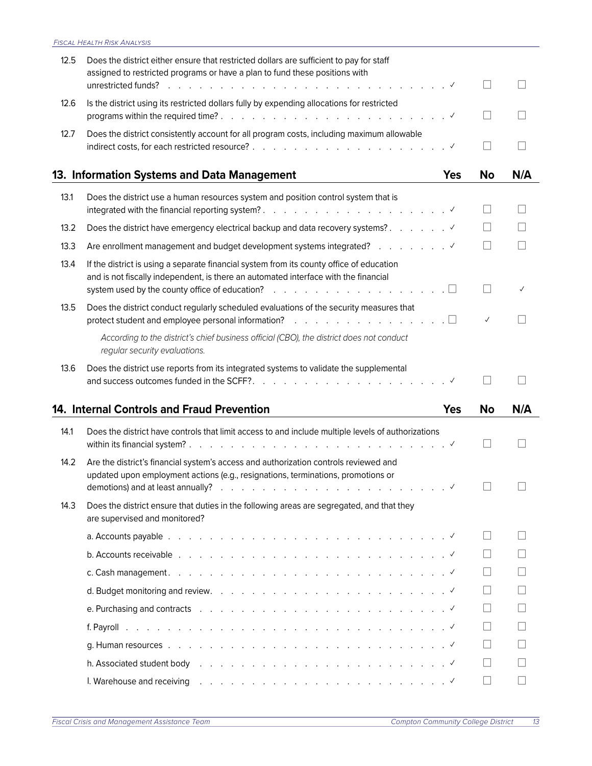| | | Yes | No | N/A |
|---|---|---|---|---|
| 12.5 | Does the district either ensure that restricted dollars are sufficient to pay for staff assigned to restricted programs or have a plan to fund these positions with unrestricted funds? | ✓ | ☐ | ☐ |
| 12.6 | Is the district using its restricted dollars fully by expending allocations for restricted programs within the required time? | ✓ | ☐ | ☐ |
| 12.7 | Does the district consistently account for all program costs, including maximum allowable indirect costs, for each restricted resource? | ✓ | ☐ | ☐ |

## 13. Information Systems and Data Management

| | | Yes | No | N/A |
|---|---|---|---|---|
| 13.1 | Does the district use a human resources system and position control system that is integrated with the financial reporting system? | ✓ | ☐ | ☐ |
| 13.2 | Does the district have emergency electrical backup and data recovery systems? | ✓ | ☐ | ☐ |
| 13.3 | Are enrollment management and budget development systems integrated? | ✓ | ☐ | ☐ |
| 13.4 | If the district is using a separate financial system from its county office of education and is not fiscally independent, is there an automated interface with the financial system used by the county office of education? | ☐ | ☐ | ✓ |
| 13.5 | Does the district conduct regularly scheduled evaluations of the security measures that protect student and employee personal information? | ☐ | ✓ | ☐ |

*According to the district's chief business official (CBO), the district does not conduct regular security evaluations.*

| | | Yes | No | N/A |
|---|---|---|---|---|
| 13.6 | Does the district use reports from its integrated systems to validate the supplemental and success outcomes funded in the SCFF? | ✓ | ☐ | ☐ |

## 14. Internal Controls and Fraud Prevention

| | | Yes | No | N/A |
|---|---|---|---|---|
| 14.1 | Does the district have controls that limit access to and include multiple levels of authorizations within its financial system? | ✓ | ☐ | ☐ |
| 14.2 | Are the district's financial system's access and authorization controls reviewed and updated upon employment actions (e.g., resignations, terminations, promotions or demotions) and at least annually? | ✓ | ☐ | ☐ |
| 14.3 | Does the district ensure that duties in the following areas are segregated, and that they are supervised and monitored? | | | |
| | a. Accounts payable | ✓ | ☐ | ☐ |
| | b. Accounts receivable | ✓ | ☐ | ☐ |
| | c. Cash management | ✓ | ☐ | ☐ |
| | d. Budget monitoring and review | ✓ | ☐ | ☐ |
| | e. Purchasing and contracts | ✓ | ☐ | ☐ |
| | f. Payroll | ✓ | ☐ | ☐ |
| | g. Human resources | ✓ | ☐ | ☐ |
| | h. Associated student body | ✓ | ☐ | ☐ |
| | I. Warehouse and receiving | ✓ | ☐ | ☐ |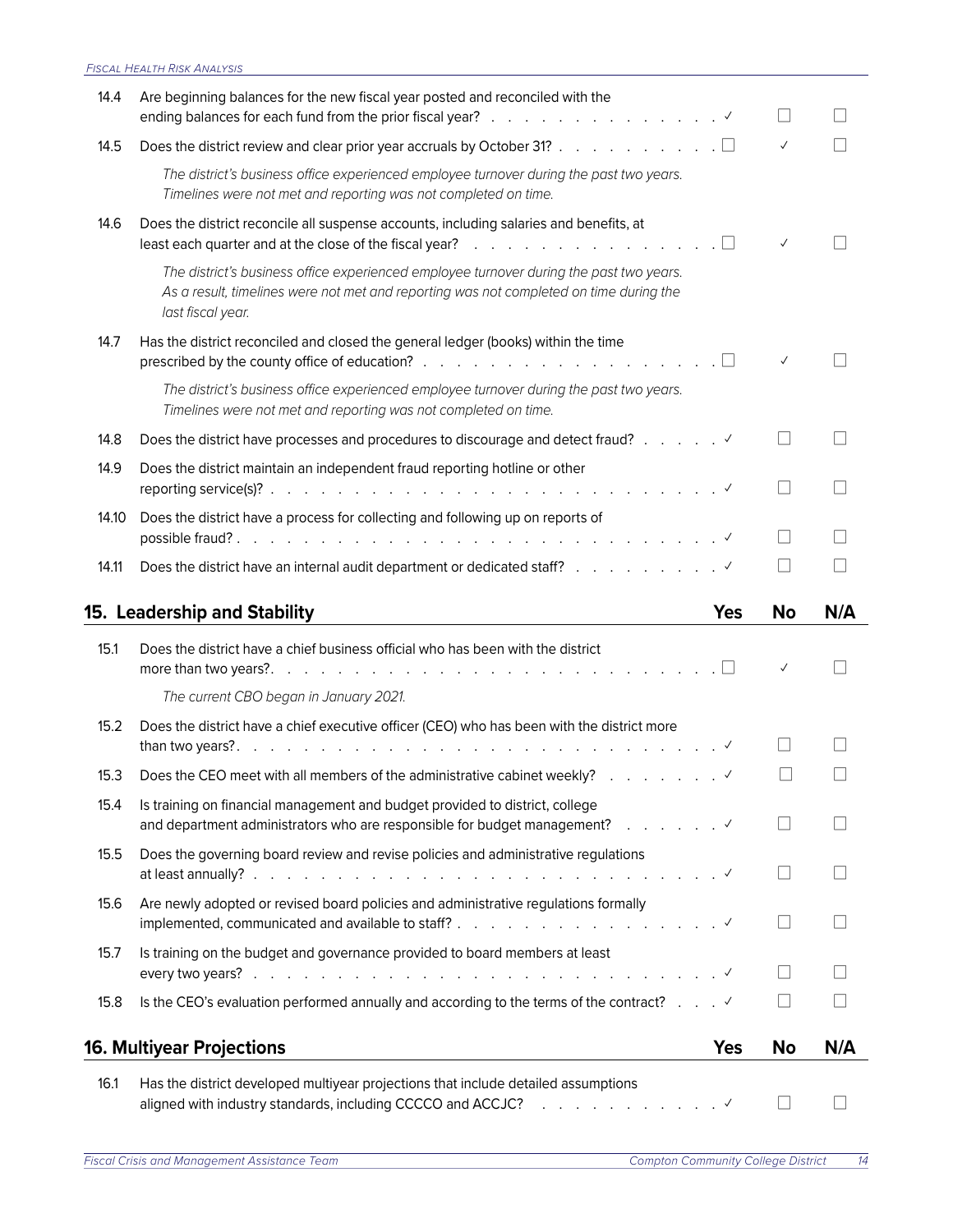| | | Yes | No | N/A |
|---|---|---|---|---|
| 14.4 | Are beginning balances for the new fiscal year posted and reconciled with the ending balances for each fund from the prior fiscal year? | ✓ | | |
| 14.5 | Does the district review and clear prior year accruals by October 31? | | ✓ | |
| | *The district's business office experienced employee turnover during the past two years. Timelines were not met and reporting was not completed on time.* | | | |
| 14.6 | Does the district reconcile all suspense accounts, including salaries and benefits, at least each quarter and at the close of the fiscal year? | | ✓ | |
| | *The district's business office experienced employee turnover during the past two years. As a result, timelines were not met and reporting was not completed on time during the last fiscal year.* | | | |
| 14.7 | Has the district reconciled and closed the general ledger (books) within the time prescribed by the county office of education? | | ✓ | |
| | *The district's business office experienced employee turnover during the past two years. Timelines were not met and reporting was not completed on time.* | | | |
| 14.8 | Does the district have processes and procedures to discourage and detect fraud? | ✓ | | |
| 14.9 | Does the district maintain an independent fraud reporting hotline or other reporting service(s)? | ✓ | | |
| 14.10 | Does the district have a process for collecting and following up on reports of possible fraud? | ✓ | | |
| 14.11 | Does the district have an internal audit department or dedicated staff? | ✓ | | |

## 15. Leadership and Stability

| | | Yes | No | N/A |
|---|---|---|---|---|
| 15.1 | Does the district have a chief business official who has been with the district more than two years? | | ✓ | |
| | *The current CBO began in January 2021.* | | | |
| 15.2 | Does the district have a chief executive officer (CEO) who has been with the district more than two years? | ✓ | | |
| 15.3 | Does the CEO meet with all members of the administrative cabinet weekly? | ✓ | | |
| 15.4 | Is training on financial management and budget provided to district, college and department administrators who are responsible for budget management? | ✓ | | |
| 15.5 | Does the governing board review and revise policies and administrative regulations at least annually? | ✓ | | |
| 15.6 | Are newly adopted or revised board policies and administrative regulations formally implemented, communicated and available to staff? | ✓ | | |
| 15.7 | Is training on the budget and governance provided to board members at least every two years? | ✓ | | |
| 15.8 | Is the CEO's evaluation performed annually and according to the terms of the contract? | ✓ | | |

## 16. Multiyear Projections

| | | Yes | No | N/A |
|---|---|---|---|---|
| 16.1 | Has the district developed multiyear projections that include detailed assumptions aligned with industry standards, including CCCCO and ACCJC? | ✓ | | |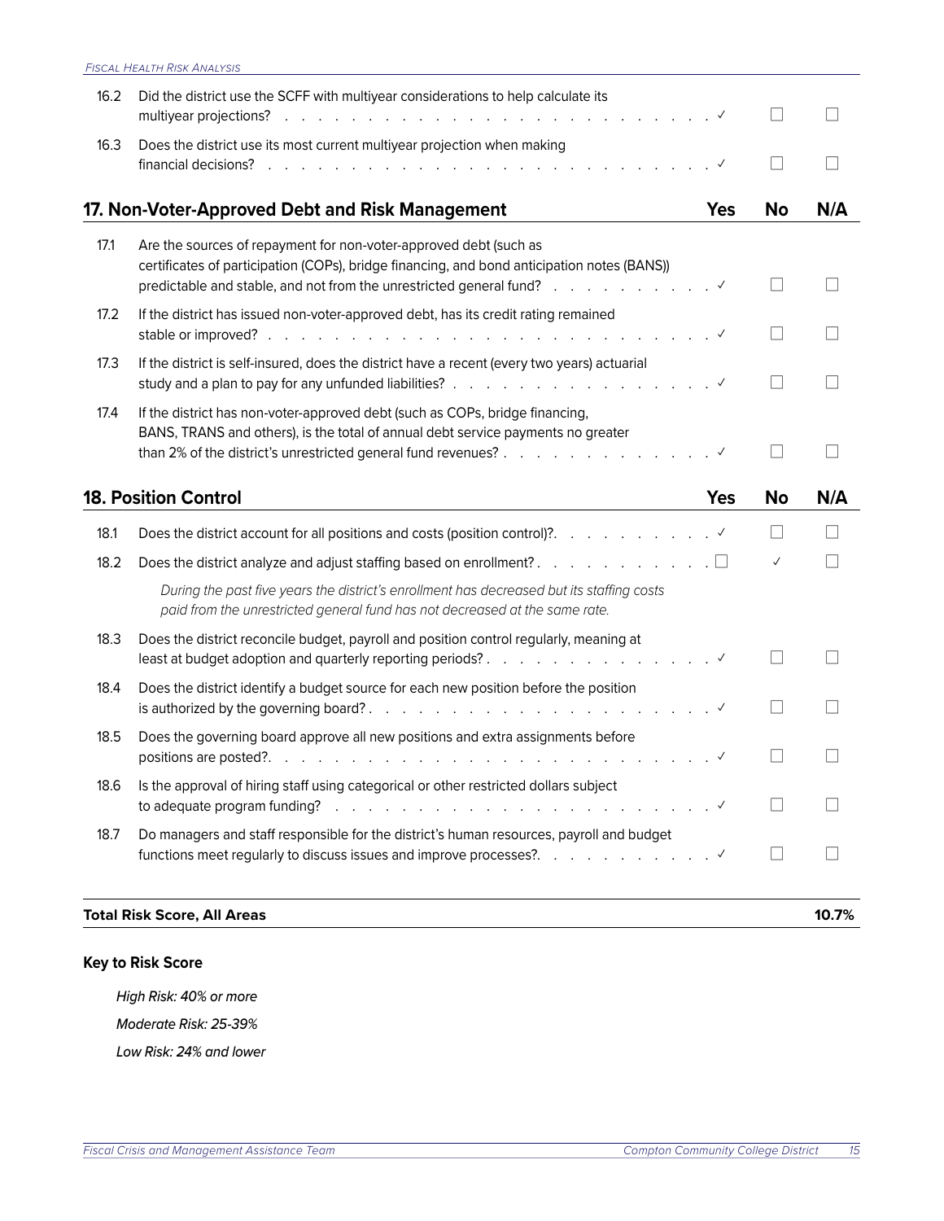| | | Yes | No | N/A |
|---|---|---|---|---|
| 16.2 | Did the district use the SCFF with multiyear considerations to help calculate its multiyear projections? | ✓ | ☐ | ☐ |
| 16.3 | Does the district use its most current multiyear projection when making financial decisions? | ✓ | ☐ | ☐ |

## 17. Non-Voter-Approved Debt and Risk Management

| | | Yes | No | N/A |
|---|---|---|---|---|
| 17.1 | Are the sources of repayment for non-voter-approved debt (such as certificates of participation (COPs), bridge financing, and bond anticipation notes (BANS)) predictable and stable, and not from the unrestricted general fund? | ✓ | ☐ | ☐ |
| 17.2 | If the district has issued non-voter-approved debt, has its credit rating remained stable or improved? | ✓ | ☐ | ☐ |
| 17.3 | If the district is self-insured, does the district have a recent (every two years) actuarial study and a plan to pay for any unfunded liabilities? | ✓ | ☐ | ☐ |
| 17.4 | If the district has non-voter-approved debt (such as COPs, bridge financing, BANS, TRANS and others), is the total of annual debt service payments no greater than 2% of the district's unrestricted general fund revenues? | ✓ | ☐ | ☐ |

## 18. Position Control

| | | Yes | No | N/A |
|---|---|---|---|---|
| 18.1 | Does the district account for all positions and costs (position control)? | ✓ | ☐ | ☐ |
| 18.2 | Does the district analyze and adjust staffing based on enrollment? | ☐ | ✓ | ☐ |
| | *During the past five years the district's enrollment has decreased but its staffing costs paid from the unrestricted general fund has not decreased at the same rate.* | | | |
| 18.3 | Does the district reconcile budget, payroll and position control regularly, meaning at least at budget adoption and quarterly reporting periods? | ✓ | ☐ | ☐ |
| 18.4 | Does the district identify a budget source for each new position before the position is authorized by the governing board? | ✓ | ☐ | ☐ |
| 18.5 | Does the governing board approve all new positions and extra assignments before positions are posted? | ✓ | ☐ | ☐ |
| 18.6 | Is the approval of hiring staff using categorical or other restricted dollars subject to adequate program funding? | ✓ | ☐ | ☐ |
| 18.7 | Do managers and staff responsible for the district's human resources, payroll and budget functions meet regularly to discuss issues and improve processes? | ✓ | ☐ | ☐ |

**Total Risk Score, All Areas** **10.7%**

**Key to Risk Score**

*High Risk: 40% or more*

*Moderate Risk: 25-39%*

*Low Risk: 24% and lower*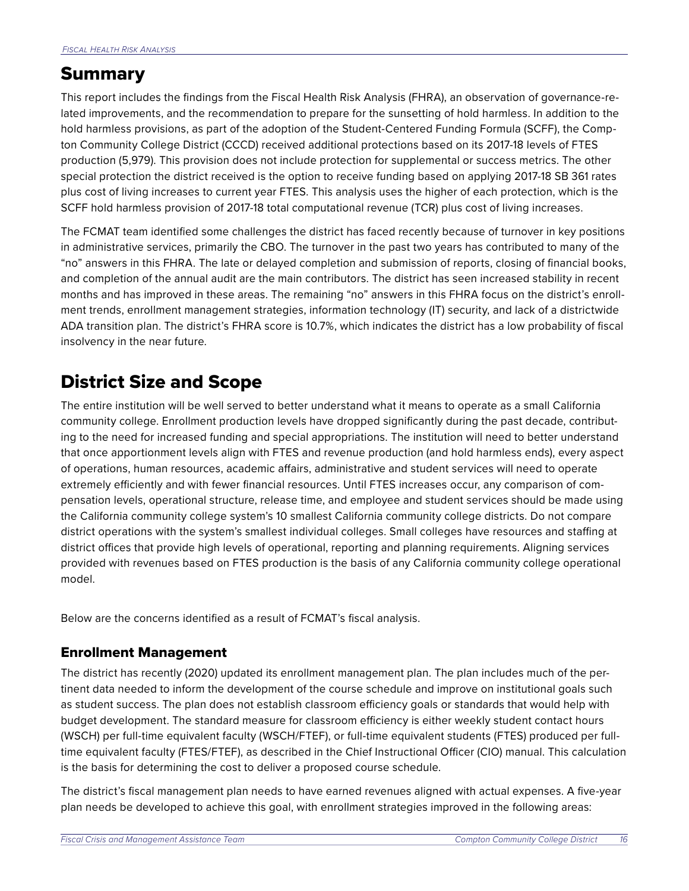# Summary

This report includes the findings from the Fiscal Health Risk Analysis (FHRA), an observation of governance-related improvements, and the recommendation to prepare for the sunsetting of hold harmless. In addition to the hold harmless provisions, as part of the adoption of the Student-Centered Funding Formula (SCFF), the Compton Community College District (CCCD) received additional protections based on its 2017-18 levels of FTES production (5,979). This provision does not include protection for supplemental or success metrics. The other special protection the district received is the option to receive funding based on applying 2017-18 SB 361 rates plus cost of living increases to current year FTES. This analysis uses the higher of each protection, which is the SCFF hold harmless provision of 2017-18 total computational revenue (TCR) plus cost of living increases.

The FCMAT team identified some challenges the district has faced recently because of turnover in key positions in administrative services, primarily the CBO. The turnover in the past two years has contributed to many of the "no" answers in this FHRA. The late or delayed completion and submission of reports, closing of financial books, and completion of the annual audit are the main contributors. The district has seen increased stability in recent months and has improved in these areas. The remaining "no" answers in this FHRA focus on the district's enrollment trends, enrollment management strategies, information technology (IT) security, and lack of a districtwide ADA transition plan. The district's FHRA score is 10.7%, which indicates the district has a low probability of fiscal insolvency in the near future.

# District Size and Scope

The entire institution will be well served to better understand what it means to operate as a small California community college. Enrollment production levels have dropped significantly during the past decade, contributing to the need for increased funding and special appropriations. The institution will need to better understand that once apportionment levels align with FTES and revenue production (and hold harmless ends), every aspect of operations, human resources, academic affairs, administrative and student services will need to operate extremely efficiently and with fewer financial resources. Until FTES increases occur, any comparison of compensation levels, operational structure, release time, and employee and student services should be made using the California community college system's 10 smallest California community college districts. Do not compare district operations with the system's smallest individual colleges. Small colleges have resources and staffing at district offices that provide high levels of operational, reporting and planning requirements. Aligning services provided with revenues based on FTES production is the basis of any California community college operational model.

Below are the concerns identified as a result of FCMAT's fiscal analysis.

## Enrollment Management

The district has recently (2020) updated its enrollment management plan. The plan includes much of the pertinent data needed to inform the development of the course schedule and improve on institutional goals such as student success. The plan does not establish classroom efficiency goals or standards that would help with budget development. The standard measure for classroom efficiency is either weekly student contact hours (WSCH) per full-time equivalent faculty (WSCH/FTEF), or full-time equivalent students (FTES) produced per full-time equivalent faculty (FTES/FTEF), as described in the Chief Instructional Officer (CIO) manual. This calculation is the basis for determining the cost to deliver a proposed course schedule.

The district's fiscal management plan needs to have earned revenues aligned with actual expenses. A five-year plan needs be developed to achieve this goal, with enrollment strategies improved in the following areas: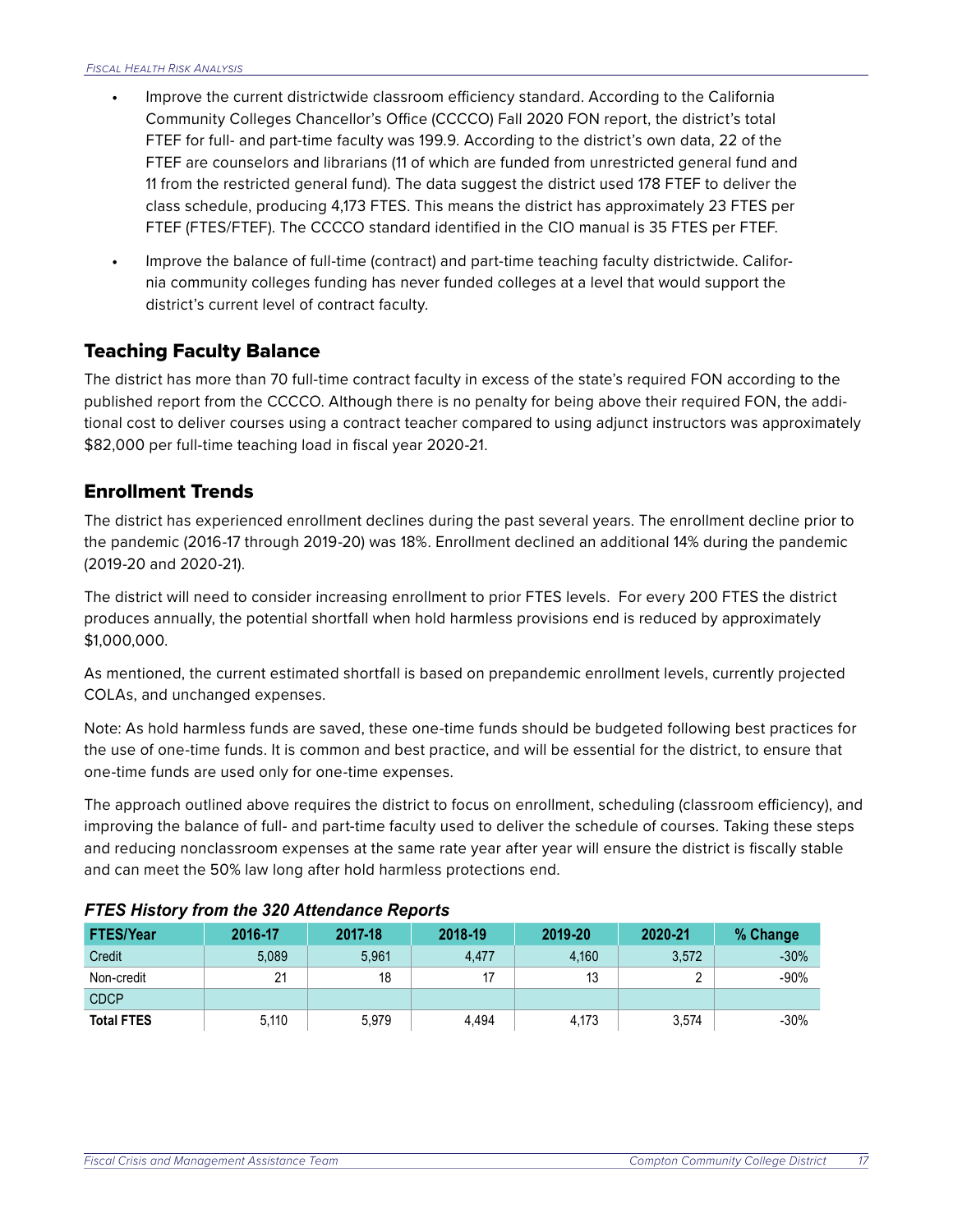- Improve the current districtwide classroom efficiency standard. According to the California Community Colleges Chancellor's Office (CCCCO) Fall 2020 FON report, the district's total FTEF for full- and part-time faculty was 199.9. According to the district's own data, 22 of the FTEF are counselors and librarians (11 of which are funded from unrestricted general fund and 11 from the restricted general fund). The data suggest the district used 178 FTEF to deliver the class schedule, producing 4,173 FTES. This means the district has approximately 23 FTES per FTEF (FTES/FTEF). The CCCCO standard identified in the CIO manual is 35 FTES per FTEF.
- Improve the balance of full-time (contract) and part-time teaching faculty districtwide. California community colleges funding has never funded colleges at a level that would support the district's current level of contract faculty.

## Teaching Faculty Balance

The district has more than 70 full-time contract faculty in excess of the state's required FON according to the published report from the CCCCO. Although there is no penalty for being above their required FON, the additional cost to deliver courses using a contract teacher compared to using adjunct instructors was approximately $82,000 per full-time teaching load in fiscal year 2020-21.

## Enrollment Trends

The district has experienced enrollment declines during the past several years. The enrollment decline prior to the pandemic (2016-17 through 2019-20) was 18%. Enrollment declined an additional 14% during the pandemic (2019-20 and 2020-21).

The district will need to consider increasing enrollment to prior FTES levels. For every 200 FTES the district produces annually, the potential shortfall when hold harmless provisions end is reduced by approximately $1,000,000.

As mentioned, the current estimated shortfall is based on prepandemic enrollment levels, currently projected COLAs, and unchanged expenses.

Note: As hold harmless funds are saved, these one-time funds should be budgeted following best practices for the use of one-time funds. It is common and best practice, and will be essential for the district, to ensure that one-time funds are used only for one-time expenses.

The approach outlined above requires the district to focus on enrollment, scheduling (classroom efficiency), and improving the balance of full- and part-time faculty used to deliver the schedule of courses. Taking these steps and reducing nonclassroom expenses at the same rate year after year will ensure the district is fiscally stable and can meet the 50% law long after hold harmless protections end.

***FTES History from the 320 Attendance Reports***

| FTES/Year | 2016-17 | 2017-18 | 2018-19 | 2019-20 | 2020-21 | % Change |
|---|---|---|---|---|---|---|
| Credit | 5,089 | 5,961 | 4,477 | 4,160 | 3,572 | -30% |
| Non-credit | 21 | 18 | 17 | 13 | 2 | -90% |
| CDCP | | | | | | |
| **Total FTES** | 5,110 | 5,979 | 4,494 | 4,173 | 3,574 | -30% |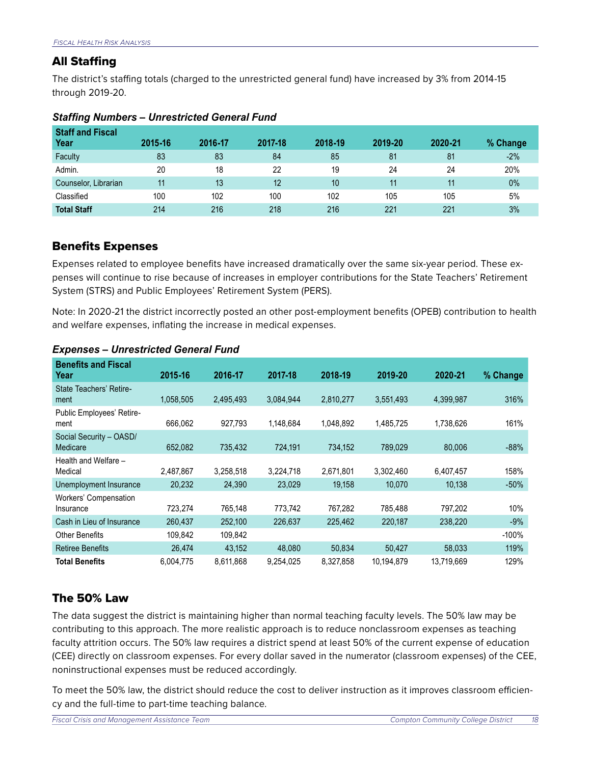## All Staffing

The district's staffing totals (charged to the unrestricted general fund) have increased by 3% from 2014-15 through 2019-20.

### *Staffing Numbers – Unrestricted General Fund*

| Staff and Fiscal Year | 2015-16 | 2016-17 | 2017-18 | 2018-19 | 2019-20 | 2020-21 | % Change |
|---|---|---|---|---|---|---|---|
| Faculty | 83 | 83 | 84 | 85 | 81 | 81 | -2% |
| Admin. | 20 | 18 | 22 | 19 | 24 | 24 | 20% |
| Counselor, Librarian | 11 | 13 | 12 | 10 | 11 | 11 | 0% |
| Classified | 100 | 102 | 100 | 102 | 105 | 105 | 5% |
| **Total Staff** | 214 | 216 | 218 | 216 | 221 | 221 | 3% |

## Benefits Expenses

Expenses related to employee benefits have increased dramatically over the same six-year period. These expenses will continue to rise because of increases in employer contributions for the State Teachers' Retirement System (STRS) and Public Employees' Retirement System (PERS).

Note: In 2020-21 the district incorrectly posted an other post-employment benefits (OPEB) contribution to health and welfare expenses, inflating the increase in medical expenses.

### *Expenses – Unrestricted General Fund*

| Benefits and Fiscal Year | 2015-16 | 2016-17 | 2017-18 | 2018-19 | 2019-20 | 2020-21 | % Change |
|---|---|---|---|---|---|---|---|
| State Teachers' Retirement | 1,058,505 | 2,495,493 | 3,084,944 | 2,810,277 | 3,551,493 | 4,399,987 | 316% |
| Public Employees' Retirement | 666,062 | 927,793 | 1,148,684 | 1,048,892 | 1,485,725 | 1,738,626 | 161% |
| Social Security – OASD/ Medicare | 652,082 | 735,432 | 724,191 | 734,152 | 789,029 | 80,006 | -88% |
| Health and Welfare – Medical | 2,487,867 | 3,258,518 | 3,224,718 | 2,671,801 | 3,302,460 | 6,407,457 | 158% |
| Unemployment Insurance | 20,232 | 24,390 | 23,029 | 19,158 | 10,070 | 10,138 | -50% |
| Workers' Compensation Insurance | 723,274 | 765,148 | 773,742 | 767,282 | 785,488 | 797,202 | 10% |
| Cash in Lieu of Insurance | 260,437 | 252,100 | 226,637 | 225,462 | 220,187 | 238,220 | -9% |
| Other Benefits | 109,842 | 109,842 | | | | | -100% |
| Retiree Benefits | 26,474 | 43,152 | 48,080 | 50,834 | 50,427 | 58,033 | 119% |
| **Total Benefits** | 6,004,775 | 8,611,868 | 9,254,025 | 8,327,858 | 10,194,879 | 13,719,669 | 129% |

## The 50% Law

The data suggest the district is maintaining higher than normal teaching faculty levels. The 50% law may be contributing to this approach. The more realistic approach is to reduce nonclassroom expenses as teaching faculty attrition occurs. The 50% law requires a district spend at least 50% of the current expense of education (CEE) directly on classroom expenses. For every dollar saved in the numerator (classroom expenses) of the CEE, noninstructional expenses must be reduced accordingly.

To meet the 50% law, the district should reduce the cost to deliver instruction as it improves classroom efficiency and the full-time to part-time teaching balance.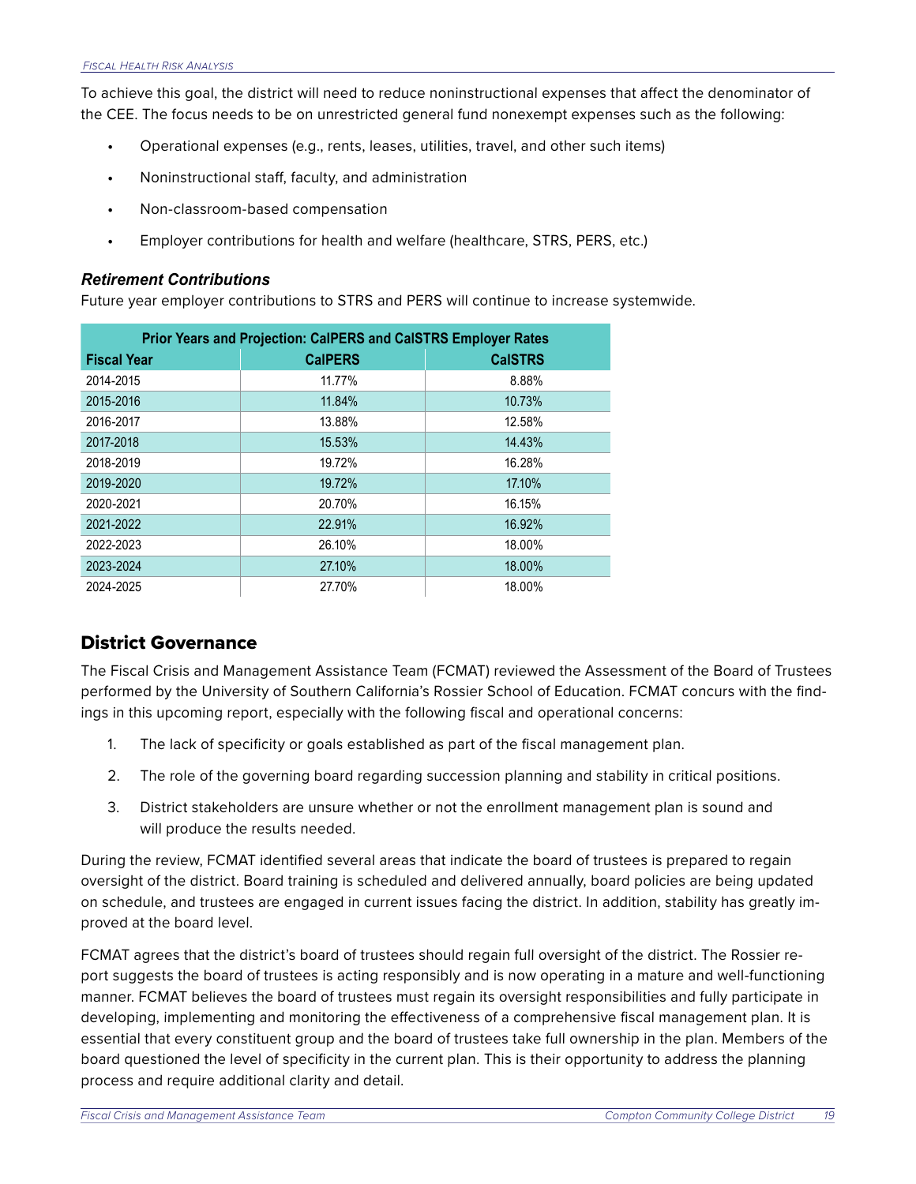To achieve this goal, the district will need to reduce noninstructional expenses that affect the denominator of the CEE. The focus needs to be on unrestricted general fund nonexempt expenses such as the following:

- Operational expenses (e.g., rents, leases, utilities, travel, and other such items)
- Noninstructional staff, faculty, and administration
- Non-classroom-based compensation
- Employer contributions for health and welfare (healthcare, STRS, PERS, etc.)

### *Retirement Contributions*

Future year employer contributions to STRS and PERS will continue to increase systemwide.

| Prior Years and Projection: CalPERS and CalSTRS Employer Rates | | |
|---|---|---|
| **Fiscal Year** | **CalPERS** | **CalSTRS** |
| 2014-2015 | 11.77% | 8.88% |
| 2015-2016 | 11.84% | 10.73% |
| 2016-2017 | 13.88% | 12.58% |
| 2017-2018 | 15.53% | 14.43% |
| 2018-2019 | 19.72% | 16.28% |
| 2019-2020 | 19.72% | 17.10% |
| 2020-2021 | 20.70% | 16.15% |
| 2021-2022 | 22.91% | 16.92% |
| 2022-2023 | 26.10% | 18.00% |
| 2023-2024 | 27.10% | 18.00% |
| 2024-2025 | 27.70% | 18.00% |

## District Governance

The Fiscal Crisis and Management Assistance Team (FCMAT) reviewed the Assessment of the Board of Trustees performed by the University of Southern California's Rossier School of Education. FCMAT concurs with the findings in this upcoming report, especially with the following fiscal and operational concerns:

1. The lack of specificity or goals established as part of the fiscal management plan.
2. The role of the governing board regarding succession planning and stability in critical positions.
3. District stakeholders are unsure whether or not the enrollment management plan is sound and will produce the results needed.

During the review, FCMAT identified several areas that indicate the board of trustees is prepared to regain oversight of the district. Board training is scheduled and delivered annually, board policies are being updated on schedule, and trustees are engaged in current issues facing the district. In addition, stability has greatly improved at the board level.

FCMAT agrees that the district's board of trustees should regain full oversight of the district. The Rossier report suggests the board of trustees is acting responsibly and is now operating in a mature and well-functioning manner. FCMAT believes the board of trustees must regain its oversight responsibilities and fully participate in developing, implementing and monitoring the effectiveness of a comprehensive fiscal management plan. It is essential that every constituent group and the board of trustees take full ownership in the plan. Members of the board questioned the level of specificity in the current plan. This is their opportunity to address the planning process and require additional clarity and detail.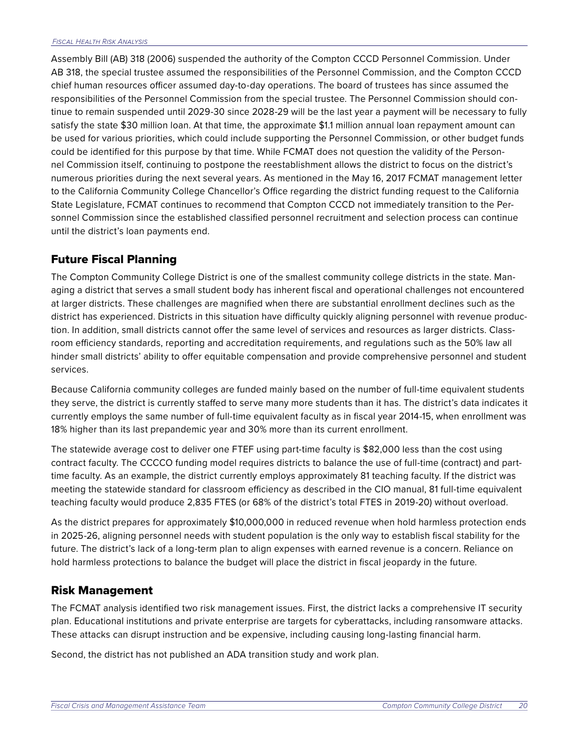Assembly Bill (AB) 318 (2006) suspended the authority of the Compton CCCD Personnel Commission. Under AB 318, the special trustee assumed the responsibilities of the Personnel Commission, and the Compton CCCD chief human resources officer assumed day-to-day operations. The board of trustees has since assumed the responsibilities of the Personnel Commission from the special trustee. The Personnel Commission should continue to remain suspended until 2029-30 since 2028-29 will be the last year a payment will be necessary to fully satisfy the state $30 million loan. At that time, the approximate $1.1 million annual loan repayment amount can be used for various priorities, which could include supporting the Personnel Commission, or other budget funds could be identified for this purpose by that time. While FCMAT does not question the validity of the Personnel Commission itself, continuing to postpone the reestablishment allows the district to focus on the district's numerous priorities during the next several years. As mentioned in the May 16, 2017 FCMAT management letter to the California Community College Chancellor's Office regarding the district funding request to the California State Legislature, FCMAT continues to recommend that Compton CCCD not immediately transition to the Personnel Commission since the established classified personnel recruitment and selection process can continue until the district's loan payments end.

## Future Fiscal Planning

The Compton Community College District is one of the smallest community college districts in the state. Managing a district that serves a small student body has inherent fiscal and operational challenges not encountered at larger districts. These challenges are magnified when there are substantial enrollment declines such as the district has experienced. Districts in this situation have difficulty quickly aligning personnel with revenue production. In addition, small districts cannot offer the same level of services and resources as larger districts. Classroom efficiency standards, reporting and accreditation requirements, and regulations such as the 50% law all hinder small districts' ability to offer equitable compensation and provide comprehensive personnel and student services.

Because California community colleges are funded mainly based on the number of full-time equivalent students they serve, the district is currently staffed to serve many more students than it has. The district's data indicates it currently employs the same number of full-time equivalent faculty as in fiscal year 2014-15, when enrollment was 18% higher than its last prepandemic year and 30% more than its current enrollment.

The statewide average cost to deliver one FTEF using part-time faculty is $82,000 less than the cost using contract faculty. The CCCCO funding model requires districts to balance the use of full-time (contract) and part-time faculty. As an example, the district currently employs approximately 81 teaching faculty. If the district was meeting the statewide standard for classroom efficiency as described in the CIO manual, 81 full-time equivalent teaching faculty would produce 2,835 FTES (or 68% of the district's total FTES in 2019-20) without overload.

As the district prepares for approximately $10,000,000 in reduced revenue when hold harmless protection ends in 2025-26, aligning personnel needs with student population is the only way to establish fiscal stability for the future. The district's lack of a long-term plan to align expenses with earned revenue is a concern. Reliance on hold harmless protections to balance the budget will place the district in fiscal jeopardy in the future.

## Risk Management

The FCMAT analysis identified two risk management issues. First, the district lacks a comprehensive IT security plan. Educational institutions and private enterprise are targets for cyberattacks, including ransomware attacks. These attacks can disrupt instruction and be expensive, including causing long-lasting financial harm.

Second, the district has not published an ADA transition study and work plan.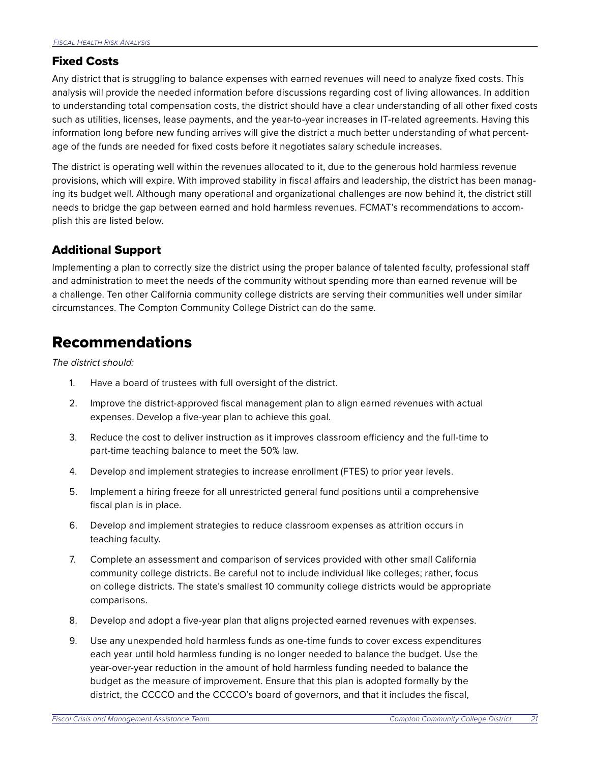## Fixed Costs

Any district that is struggling to balance expenses with earned revenues will need to analyze fixed costs. This analysis will provide the needed information before discussions regarding cost of living allowances. In addition to understanding total compensation costs, the district should have a clear understanding of all other fixed costs such as utilities, licenses, lease payments, and the year-to-year increases in IT-related agreements. Having this information long before new funding arrives will give the district a much better understanding of what percentage of the funds are needed for fixed costs before it negotiates salary schedule increases.

The district is operating well within the revenues allocated to it, due to the generous hold harmless revenue provisions, which will expire. With improved stability in fiscal affairs and leadership, the district has been managing its budget well. Although many operational and organizational challenges are now behind it, the district still needs to bridge the gap between earned and hold harmless revenues. FCMAT's recommendations to accomplish this are listed below.

## Additional Support

Implementing a plan to correctly size the district using the proper balance of talented faculty, professional staff and administration to meet the needs of the community without spending more than earned revenue will be a challenge. Ten other California community college districts are serving their communities well under similar circumstances. The Compton Community College District can do the same.

# Recommendations

*The district should:*

1. Have a board of trustees with full oversight of the district.
2. Improve the district-approved fiscal management plan to align earned revenues with actual expenses. Develop a five-year plan to achieve this goal.
3. Reduce the cost to deliver instruction as it improves classroom efficiency and the full-time to part-time teaching balance to meet the 50% law.
4. Develop and implement strategies to increase enrollment (FTES) to prior year levels.
5. Implement a hiring freeze for all unrestricted general fund positions until a comprehensive fiscal plan is in place.
6. Develop and implement strategies to reduce classroom expenses as attrition occurs in teaching faculty.
7. Complete an assessment and comparison of services provided with other small California community college districts. Be careful not to include individual like colleges; rather, focus on college districts. The state's smallest 10 community college districts would be appropriate comparisons.
8. Develop and adopt a five-year plan that aligns projected earned revenues with expenses.
9. Use any unexpended hold harmless funds as one-time funds to cover excess expenditures each year until hold harmless funding is no longer needed to balance the budget. Use the year-over-year reduction in the amount of hold harmless funding needed to balance the budget as the measure of improvement. Ensure that this plan is adopted formally by the district, the CCCCO and the CCCCO's board of governors, and that it includes the fiscal,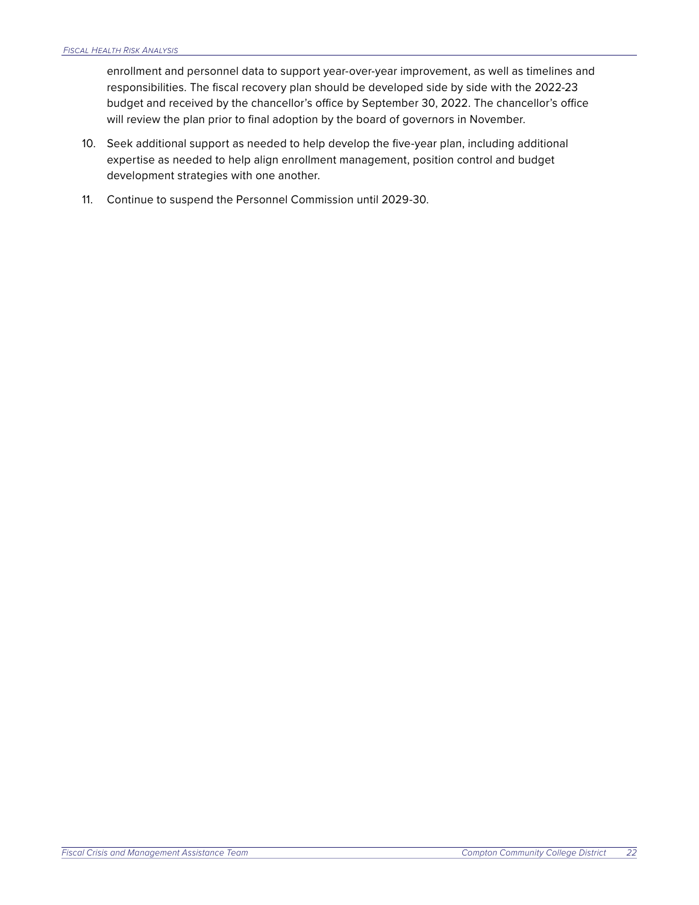enrollment and personnel data to support year-over-year improvement, as well as timelines and responsibilities. The fiscal recovery plan should be developed side by side with the 2022-23 budget and received by the chancellor's office by September 30, 2022. The chancellor's office will review the plan prior to final adoption by the board of governors in November.

10. Seek additional support as needed to help develop the five-year plan, including additional expertise as needed to help align enrollment management, position control and budget development strategies with one another.

11. Continue to suspend the Personnel Commission until 2029-30.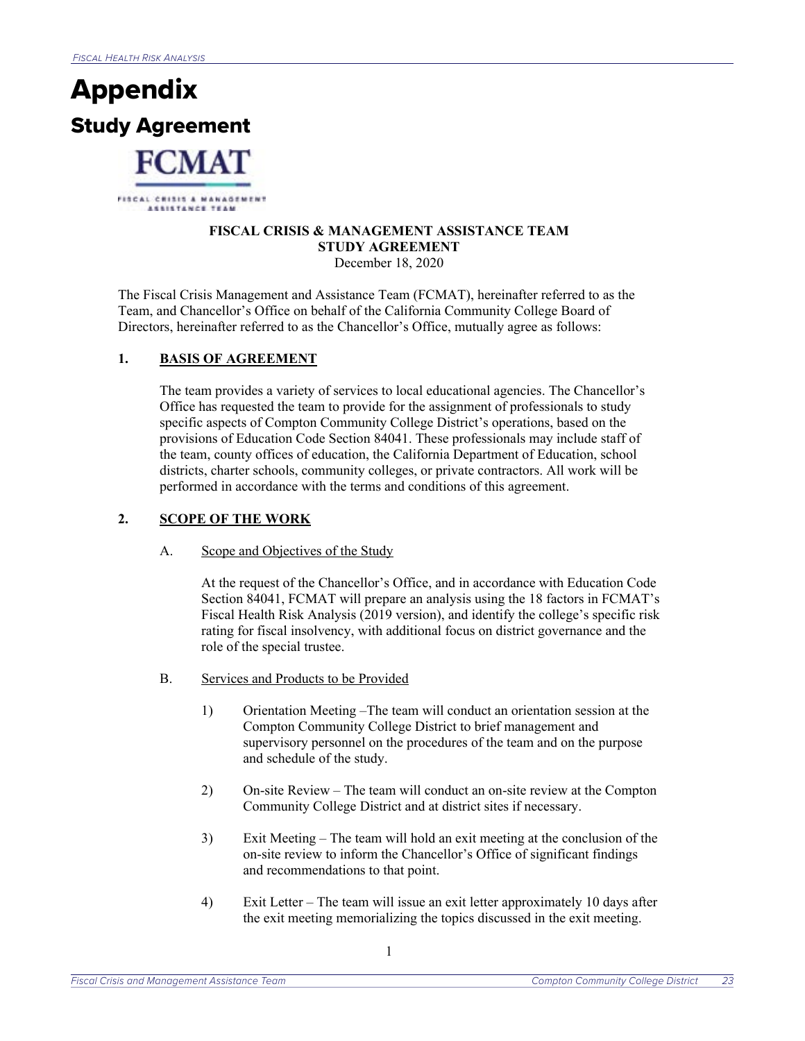# Appendix

## Study Agreement

**FISCAL CRISIS & MANAGEMENT ASSISTANCE TEAM**
**STUDY AGREEMENT**
December 18, 2020

The Fiscal Crisis Management and Assistance Team (FCMAT), hereinafter referred to as the Team, and Chancellor's Office on behalf of the California Community College Board of Directors, hereinafter referred to as the Chancellor's Office, mutually agree as follows:

**1. BASIS OF AGREEMENT**

The team provides a variety of services to local educational agencies. The Chancellor's Office has requested the team to provide for the assignment of professionals to study specific aspects of Compton Community College District's operations, based on the provisions of Education Code Section 84041. These professionals may include staff of the team, county offices of education, the California Department of Education, school districts, charter schools, community colleges, or private contractors. All work will be performed in accordance with the terms and conditions of this agreement.

**2. SCOPE OF THE WORK**

A. Scope and Objectives of the Study

At the request of the Chancellor's Office, and in accordance with Education Code Section 84041, FCMAT will prepare an analysis using the 18 factors in FCMAT's Fiscal Health Risk Analysis (2019 version), and identify the college's specific risk rating for fiscal insolvency, with additional focus on district governance and the role of the special trustee.

B. Services and Products to be Provided

1) Orientation Meeting –The team will conduct an orientation session at the Compton Community College District to brief management and supervisory personnel on the procedures of the team and on the purpose and schedule of the study.

2) On-site Review – The team will conduct an on-site review at the Compton Community College District and at district sites if necessary.

3) Exit Meeting – The team will hold an exit meeting at the conclusion of the on-site review to inform the Chancellor's Office of significant findings and recommendations to that point.

4) Exit Letter – The team will issue an exit letter approximately 10 days after the exit meeting memorializing the topics discussed in the exit meeting.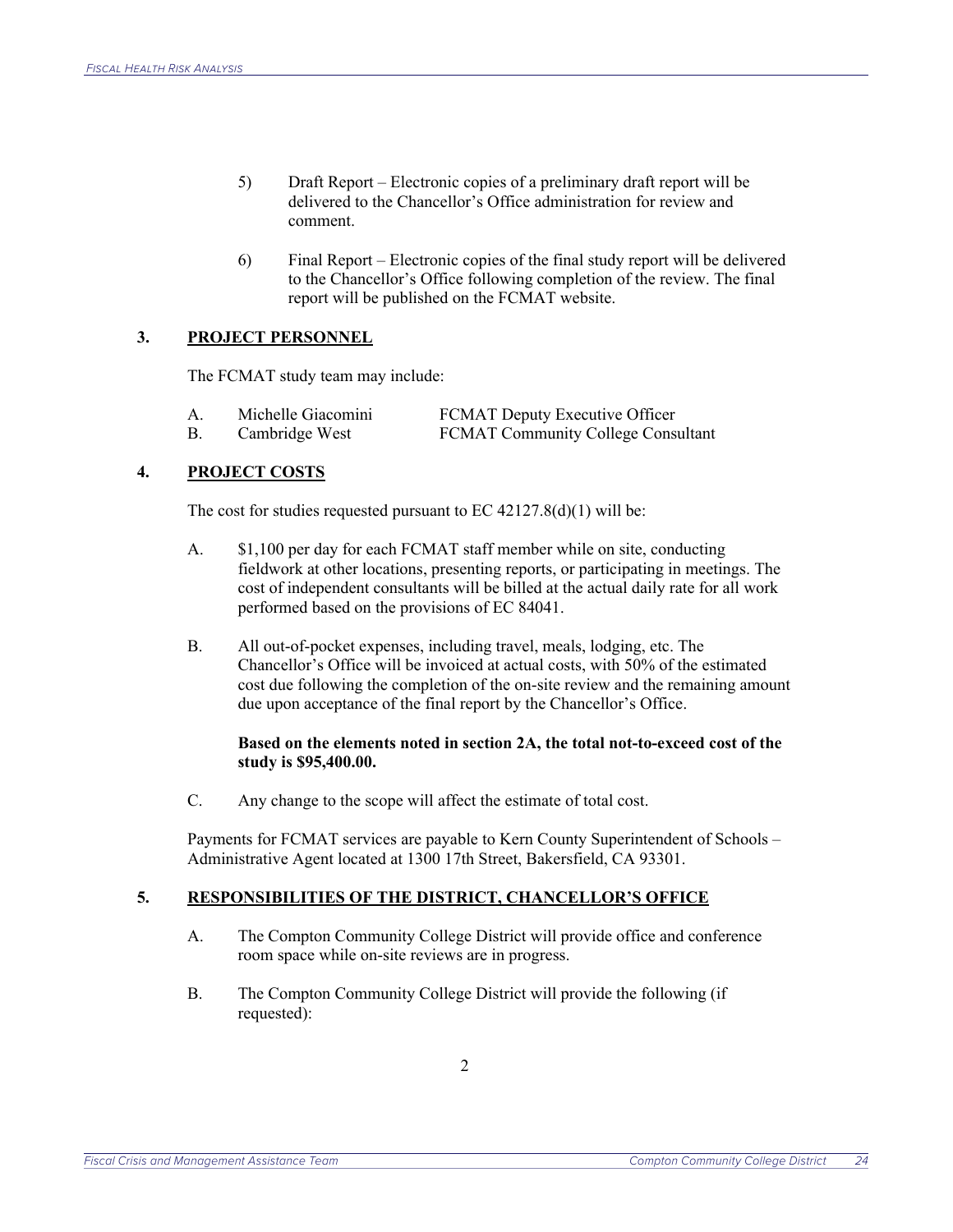5) Draft Report – Electronic copies of a preliminary draft report will be delivered to the Chancellor's Office administration for review and comment.

6) Final Report – Electronic copies of the final study report will be delivered to the Chancellor's Office following completion of the review. The final report will be published on the FCMAT website.

## 3. PROJECT PERSONNEL

The FCMAT study team may include:

A. Michelle Giacomini — FCMAT Deputy Executive Officer
B. Cambridge West — FCMAT Community College Consultant

## 4. PROJECT COSTS

The cost for studies requested pursuant to EC 42127.8(d)(1) will be:

A. $1,100 per day for each FCMAT staff member while on site, conducting fieldwork at other locations, presenting reports, or participating in meetings. The cost of independent consultants will be billed at the actual daily rate for all work performed based on the provisions of EC 84041.

B. All out-of-pocket expenses, including travel, meals, lodging, etc. The Chancellor's Office will be invoiced at actual costs, with 50% of the estimated cost due following the completion of the on-site review and the remaining amount due upon acceptance of the final report by the Chancellor's Office.

**Based on the elements noted in section 2A, the total not-to-exceed cost of the study is $95,400.00.**

C. Any change to the scope will affect the estimate of total cost.

Payments for FCMAT services are payable to Kern County Superintendent of Schools – Administrative Agent located at 1300 17th Street, Bakersfield, CA 93301.

## 5. RESPONSIBILITIES OF THE DISTRICT, CHANCELLOR'S OFFICE

A. The Compton Community College District will provide office and conference room space while on-site reviews are in progress.

B. The Compton Community College District will provide the following (if requested):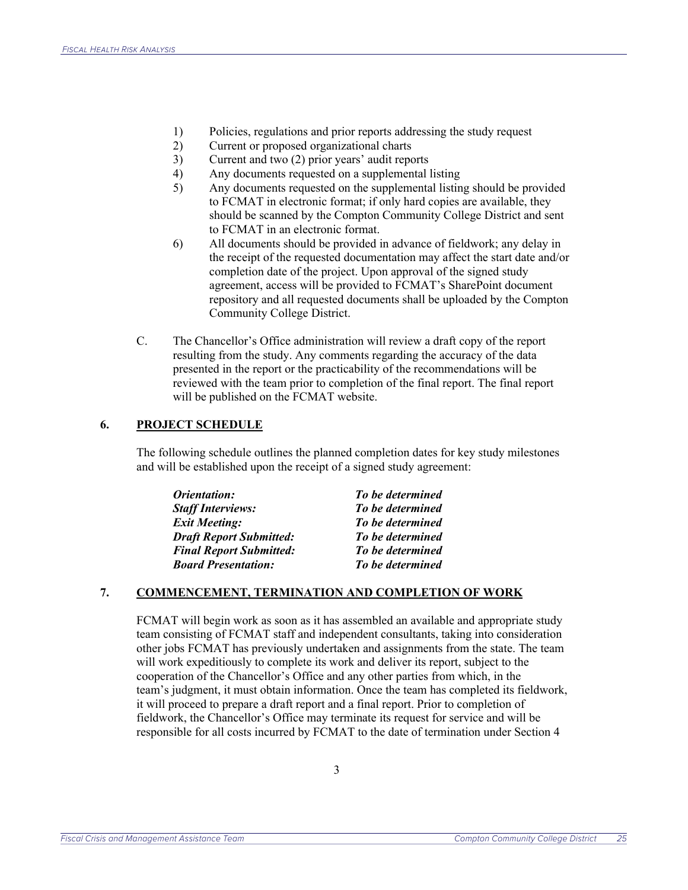1) Policies, regulations and prior reports addressing the study request
2) Current or proposed organizational charts
3) Current and two (2) prior years' audit reports
4) Any documents requested on a supplemental listing
5) Any documents requested on the supplemental listing should be provided to FCMAT in electronic format; if only hard copies are available, they should be scanned by the Compton Community College District and sent to FCMAT in an electronic format.
6) All documents should be provided in advance of fieldwork; any delay in the receipt of the requested documentation may affect the start date and/or completion date of the project. Upon approval of the signed study agreement, access will be provided to FCMAT's SharePoint document repository and all requested documents shall be uploaded by the Compton Community College District.

C. The Chancellor's Office administration will review a draft copy of the report resulting from the study. Any comments regarding the accuracy of the data presented in the report or the practicability of the recommendations will be reviewed with the team prior to completion of the final report. The final report will be published on the FCMAT website.

**6. PROJECT SCHEDULE**

The following schedule outlines the planned completion dates for key study milestones and will be established upon the receipt of a signed study agreement:

| | |
|---|---|
| ***Orientation:*** | ***To be determined*** |
| ***Staff Interviews:*** | ***To be determined*** |
| ***Exit Meeting:*** | ***To be determined*** |
| ***Draft Report Submitted:*** | ***To be determined*** |
| ***Final Report Submitted:*** | ***To be determined*** |
| ***Board Presentation:*** | ***To be determined*** |

**7. COMMENCEMENT, TERMINATION AND COMPLETION OF WORK**

FCMAT will begin work as soon as it has assembled an available and appropriate study team consisting of FCMAT staff and independent consultants, taking into consideration other jobs FCMAT has previously undertaken and assignments from the state. The team will work expeditiously to complete its work and deliver its report, subject to the cooperation of the Chancellor's Office and any other parties from which, in the team's judgment, it must obtain information. Once the team has completed its fieldwork, it will proceed to prepare a draft report and a final report. Prior to completion of fieldwork, the Chancellor's Office may terminate its request for service and will be responsible for all costs incurred by FCMAT to the date of termination under Section 4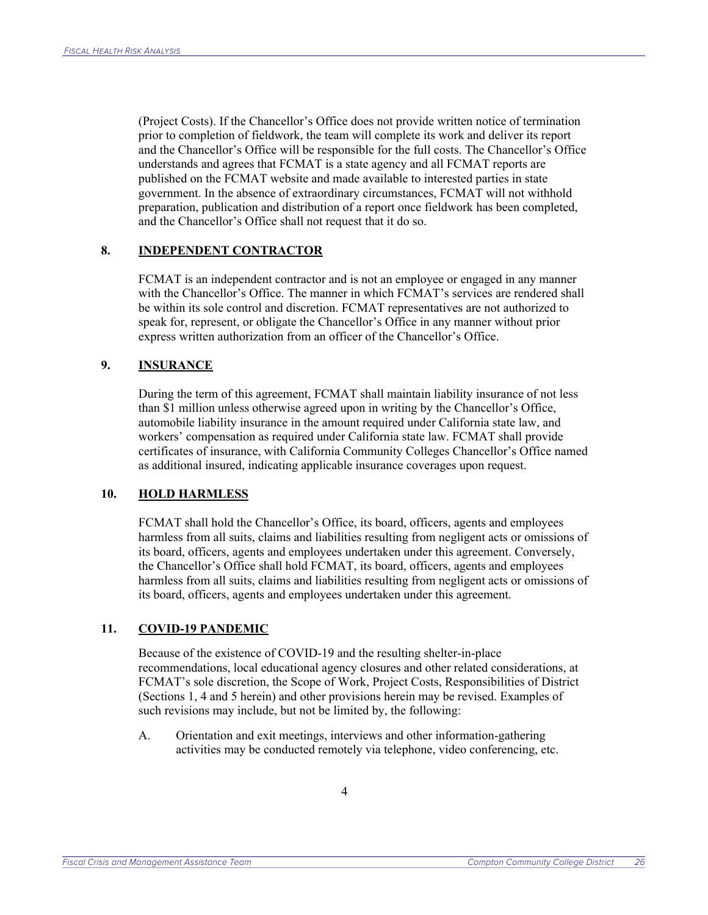(Project Costs). If the Chancellor's Office does not provide written notice of termination prior to completion of fieldwork, the team will complete its work and deliver its report and the Chancellor's Office will be responsible for the full costs. The Chancellor's Office understands and agrees that FCMAT is a state agency and all FCMAT reports are published on the FCMAT website and made available to interested parties in state government. In the absence of extraordinary circumstances, FCMAT will not withhold preparation, publication and distribution of a report once fieldwork has been completed, and the Chancellor's Office shall not request that it do so.

**8. INDEPENDENT CONTRACTOR**

FCMAT is an independent contractor and is not an employee or engaged in any manner with the Chancellor's Office. The manner in which FCMAT's services are rendered shall be within its sole control and discretion. FCMAT representatives are not authorized to speak for, represent, or obligate the Chancellor's Office in any manner without prior express written authorization from an officer of the Chancellor's Office.

**9. INSURANCE**

During the term of this agreement, FCMAT shall maintain liability insurance of not less than $1 million unless otherwise agreed upon in writing by the Chancellor's Office, automobile liability insurance in the amount required under California state law, and workers' compensation as required under California state law. FCMAT shall provide certificates of insurance, with California Community Colleges Chancellor's Office named as additional insured, indicating applicable insurance coverages upon request.

**10. HOLD HARMLESS**

FCMAT shall hold the Chancellor's Office, its board, officers, agents and employees harmless from all suits, claims and liabilities resulting from negligent acts or omissions of its board, officers, agents and employees undertaken under this agreement. Conversely, the Chancellor's Office shall hold FCMAT, its board, officers, agents and employees harmless from all suits, claims and liabilities resulting from negligent acts or omissions of its board, officers, agents and employees undertaken under this agreement.

**11. COVID-19 PANDEMIC**

Because of the existence of COVID-19 and the resulting shelter-in-place recommendations, local educational agency closures and other related considerations, at FCMAT's sole discretion, the Scope of Work, Project Costs, Responsibilities of District (Sections 1, 4 and 5 herein) and other provisions herein may be revised. Examples of such revisions may include, but not be limited by, the following:

A. Orientation and exit meetings, interviews and other information-gathering activities may be conducted remotely via telephone, video conferencing, etc.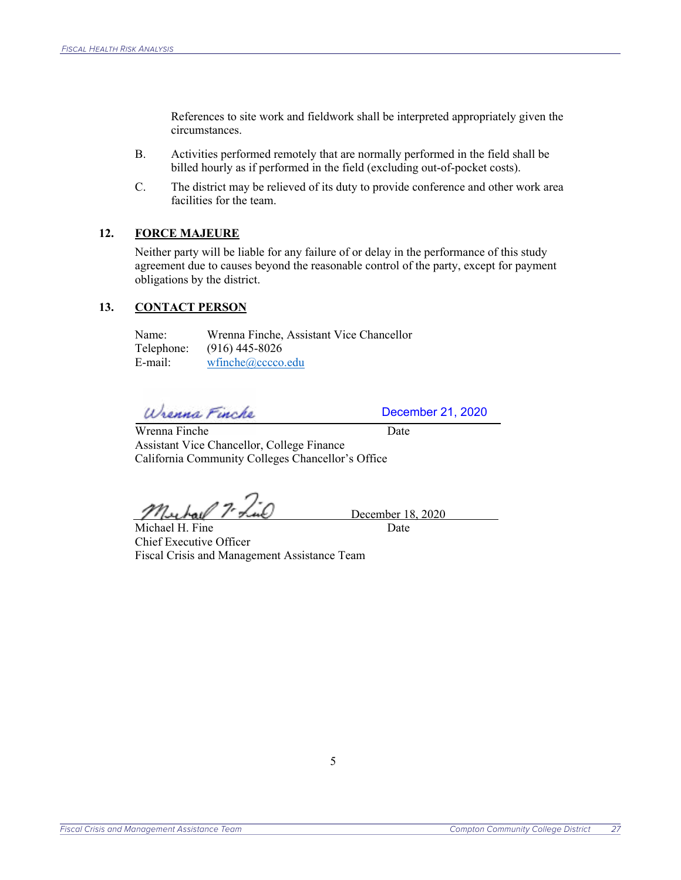References to site work and fieldwork shall be interpreted appropriately given the circumstances.

B. Activities performed remotely that are normally performed in the field shall be billed hourly as if performed in the field (excluding out-of-pocket costs).

C. The district may be relieved of its duty to provide conference and other work area facilities for the team.

## 12. FORCE MAJEURE

Neither party will be liable for any failure of or delay in the performance of this study agreement due to causes beyond the reasonable control of the party, except for payment obligations by the district.

## 13. CONTACT PERSON

Name: Wrenna Finche, Assistant Vice Chancellor
Telephone: (916) 445-8026
E-mail: wfinche@cccco.edu

Wrenna Finche — December 21, 2020

Wrenna Finche — Date
Assistant Vice Chancellor, College Finance
California Community Colleges Chancellor's Office

Michael H. Fine — December 18, 2020

Michael H. Fine — Date
Chief Executive Officer
Fiscal Crisis and Management Assistance Team